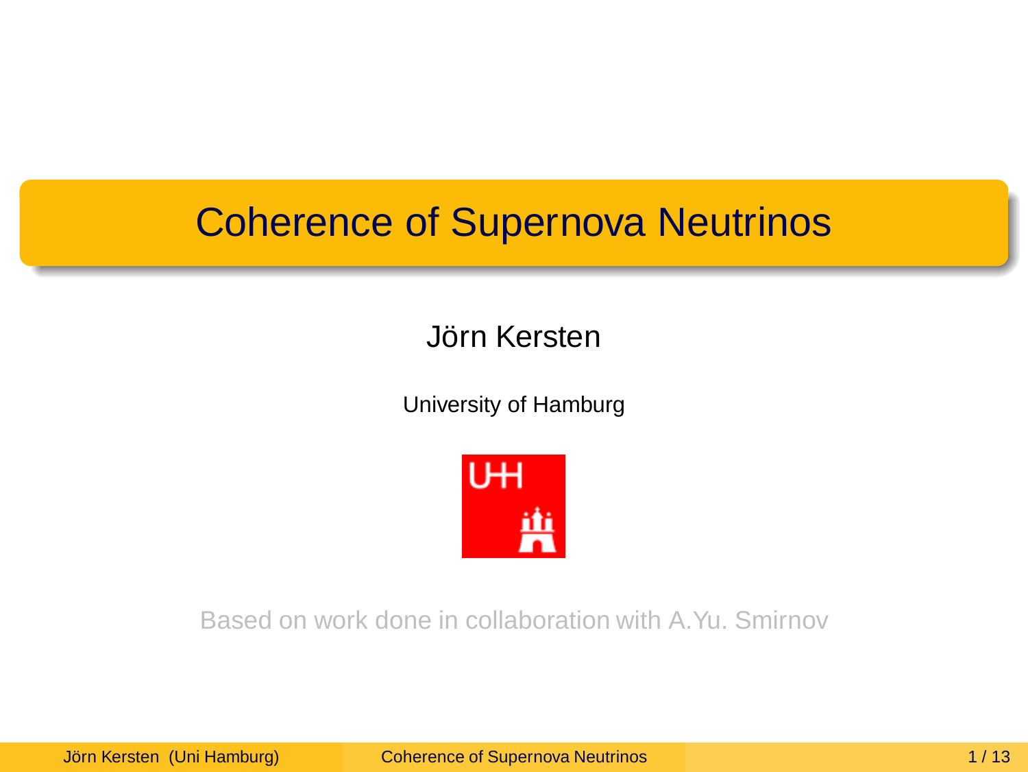# Coherence of Supernova Neutrinos

Jörn Kersten

University of Hamburg

Based on work done in collaboration with A.Yu. Smirnov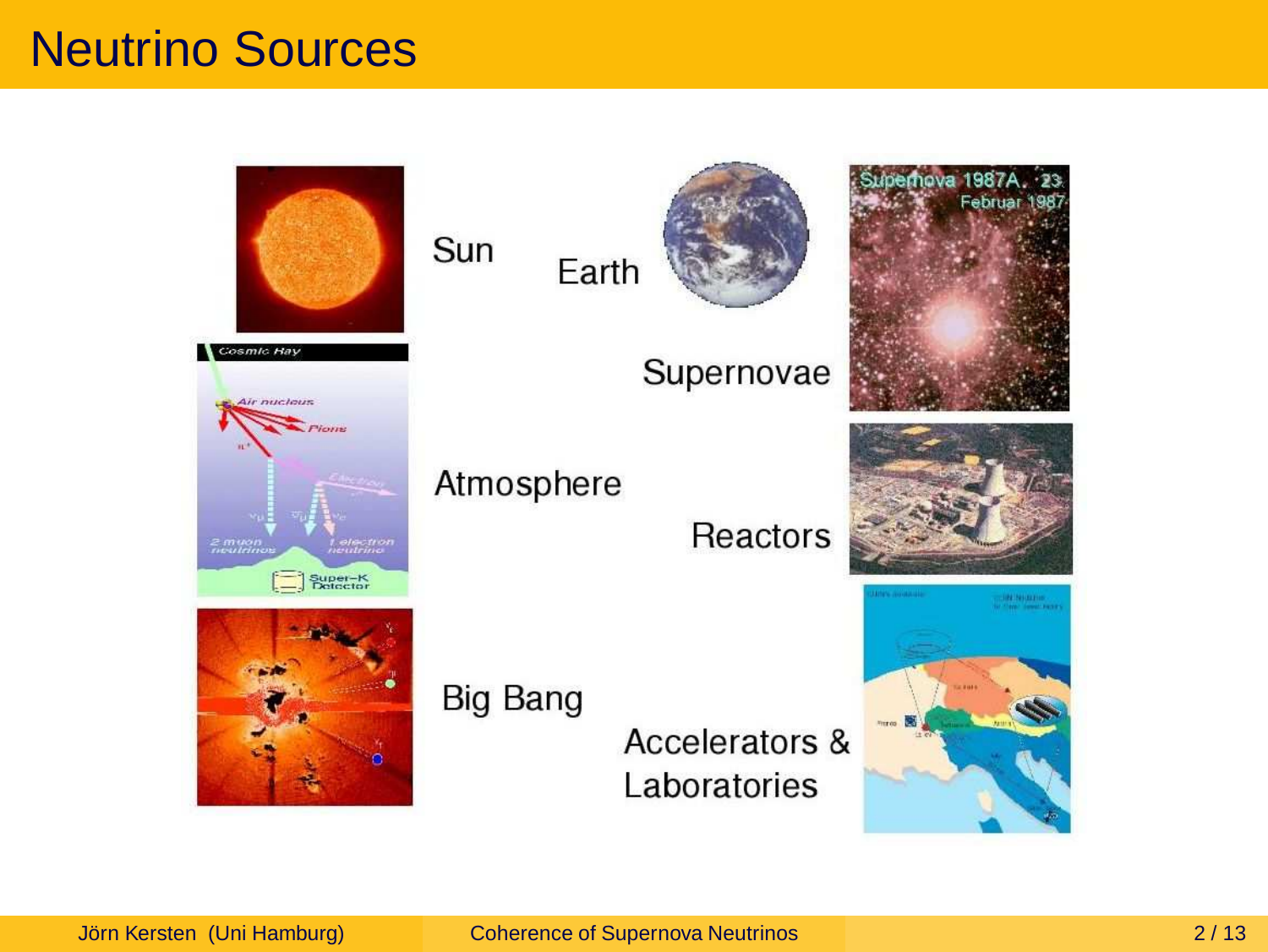# Neutrino Sources

Sun

Earth

Supernovae

Atmosphere

Reactors

Big Bang

Accelerators & Laboratories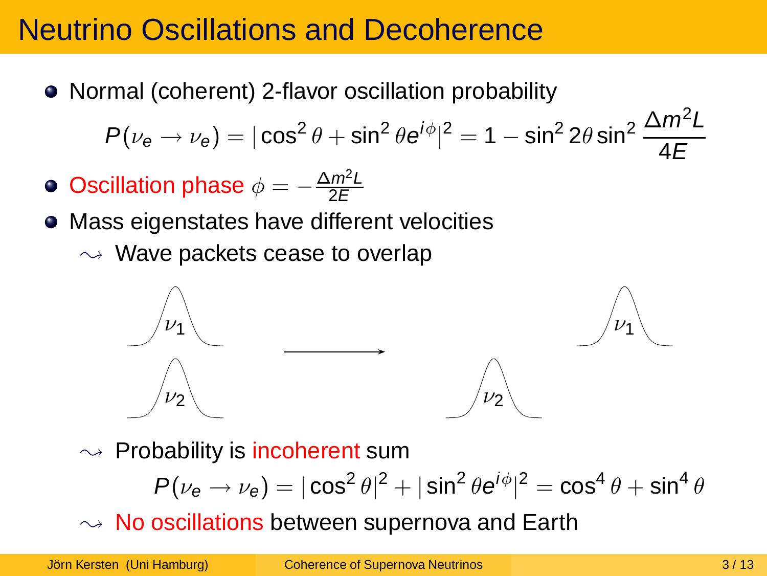# Neutrino Oscillations and Decoherence

- Normal (coherent) 2-flavor oscillation probability

$$P(\nu_e \to \nu_e) = |\cos^2\theta + \sin^2\theta e^{i\phi}|^2 = 1 - \sin^2 2\theta \sin^2 \frac{\Delta m^2 L}{4E}$$

- Oscillation phase $\phi = -\frac{\Delta m^2 L}{2E}$
- Mass eigenstates have different velocities
  - $\rightsquigarrow$ Wave packets cease to overlap

$\nu_1$ $\nu_2$ $\longrightarrow$ $\nu_2$ $\nu_1$

  - $\rightsquigarrow$ Probability is incoherent sum

$$P(\nu_e \to \nu_e) = |\cos^2\theta|^2 + |\sin^2\theta e^{i\phi}|^2 = \cos^4\theta + \sin^4\theta$$

  - $\rightsquigarrow$ No oscillations between supernova and Earth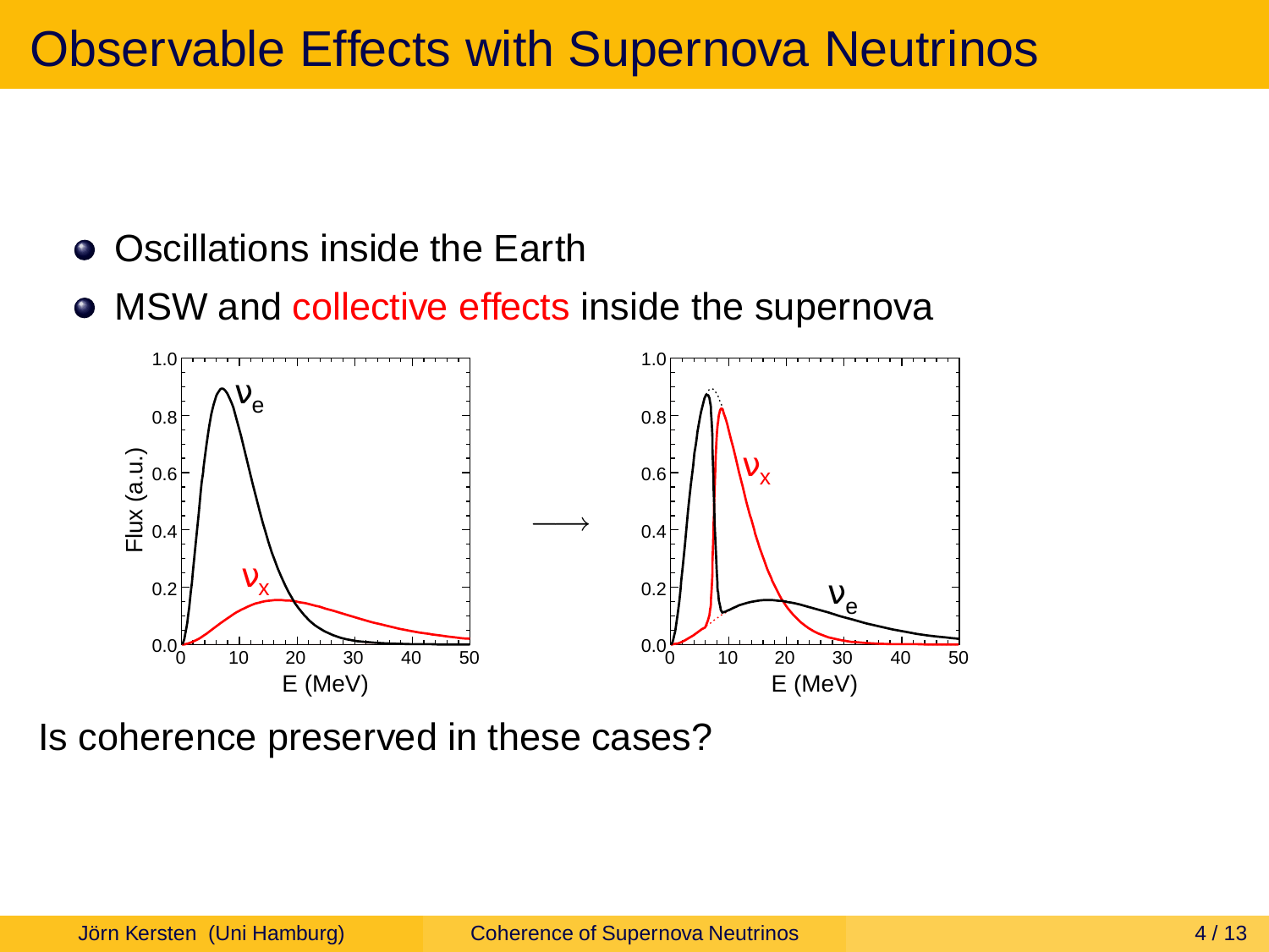# Observable Effects with Supernova Neutrinos

- Oscillations inside the Earth
- MSW and collective effects inside the supernova

Is coherence preserved in these cases?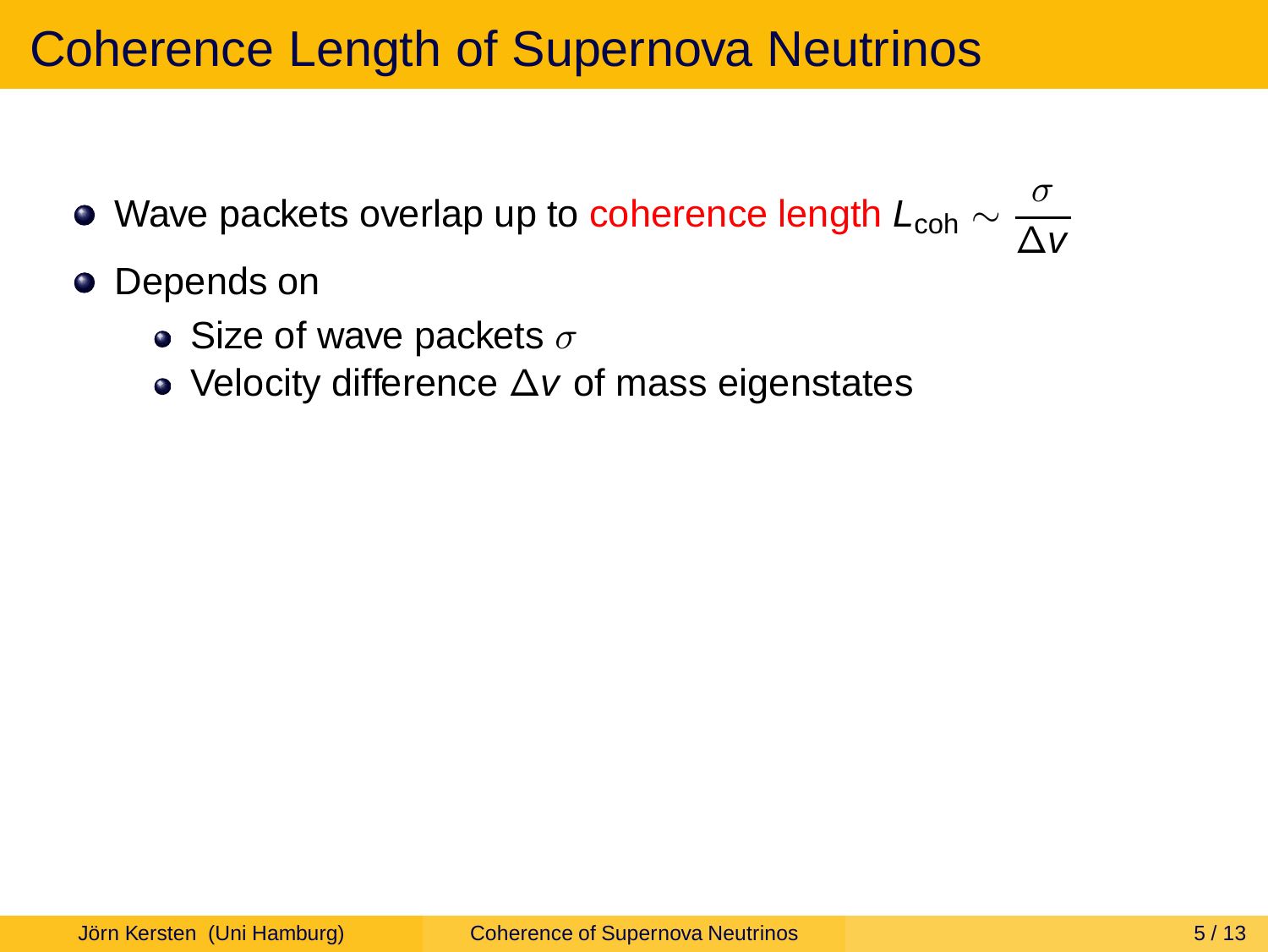# Coherence Length of Supernova Neutrinos

- Wave packets overlap up to coherence length $L_{\text{coh}} \sim \dfrac{\sigma}{\Delta v}$
- Depends on
  - Size of wave packets $\sigma$
  - Velocity difference $\Delta v$ of mass eigenstates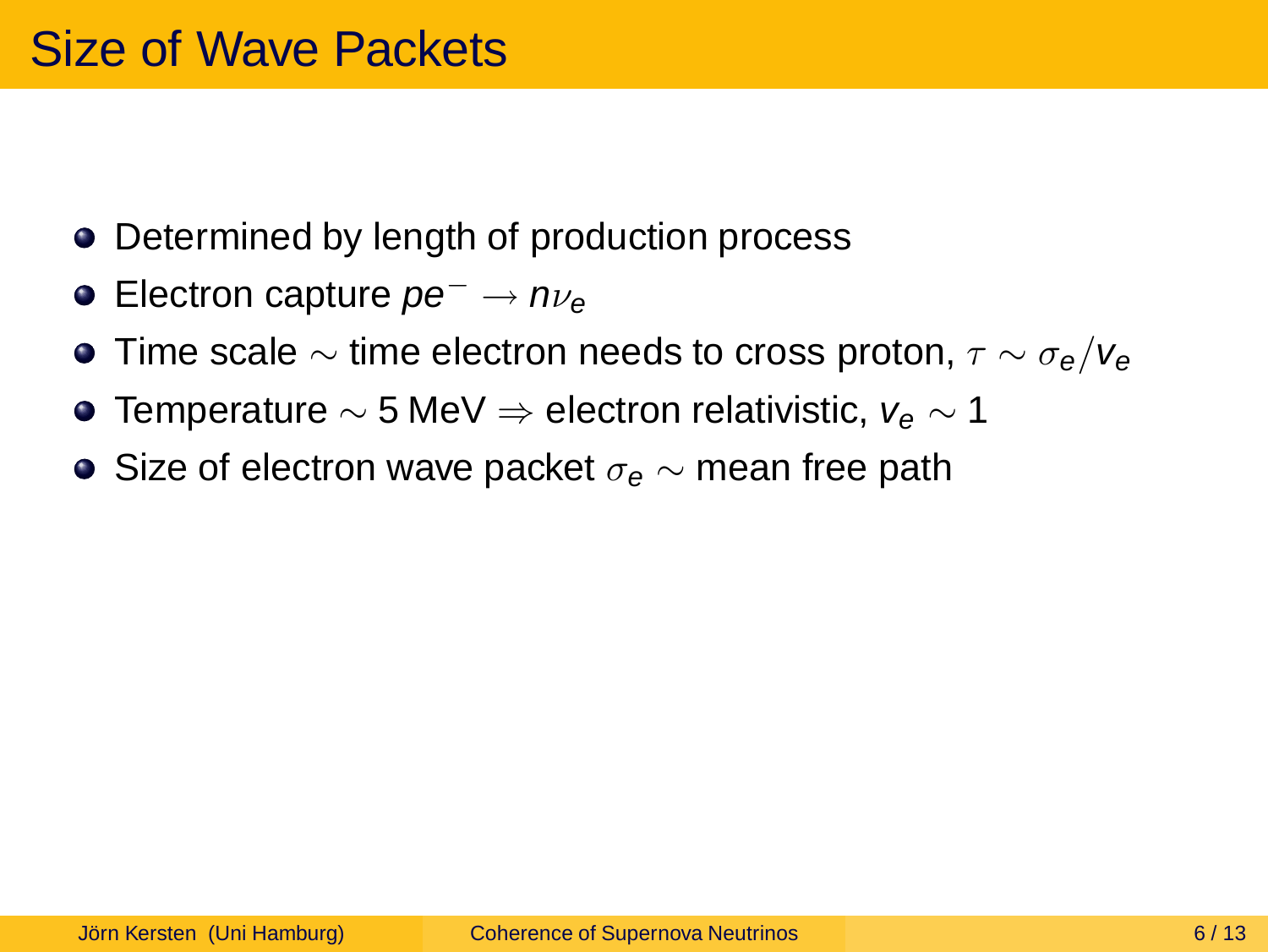# Size of Wave Packets

- Determined by length of production process
- Electron capture $pe^- \to n\nu_e$
- Time scale $\sim$ time electron needs to cross proton, $\tau \sim \sigma_e / v_e$
- Temperature $\sim 5\,\text{MeV} \Rightarrow$ electron relativistic, $v_e \sim 1$
- Size of electron wave packet $\sigma_e \sim$ mean free path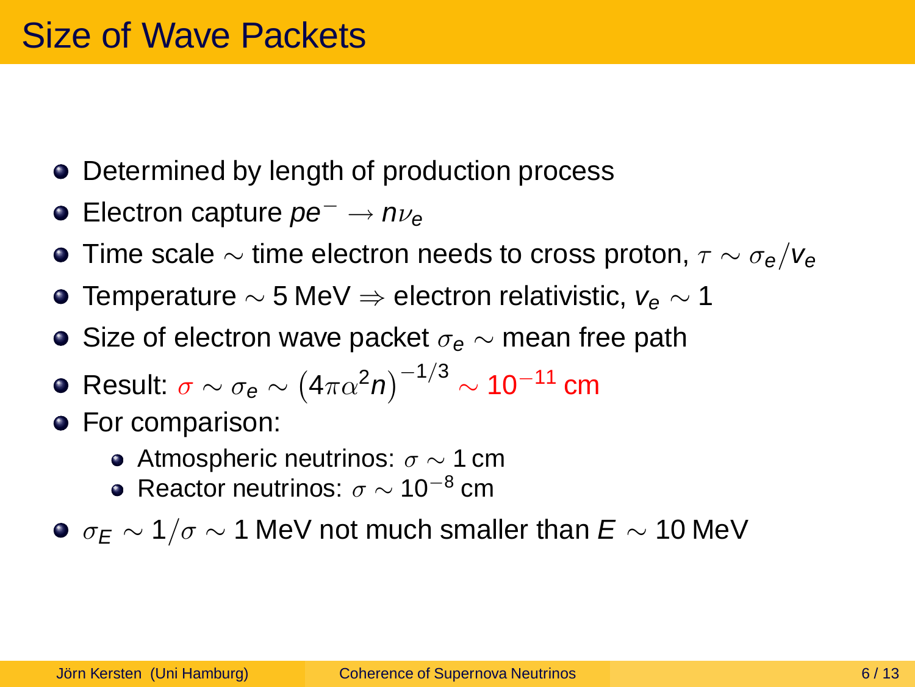# Size of Wave Packets

- Determined by length of production process
- Electron capture $pe^- \to n\nu_e$
- Time scale $\sim$ time electron needs to cross proton, $\tau \sim \sigma_e / v_e$
- Temperature $\sim 5\,\text{MeV} \Rightarrow$ electron relativistic, $v_e \sim 1$
- Size of electron wave packet $\sigma_e \sim$ mean free path
- Result: $\sigma \sim \sigma_e \sim \left(4\pi\alpha^2 n\right)^{-1/3} \sim 10^{-11}\,\text{cm}$
- For comparison:
  - Atmospheric neutrinos: $\sigma \sim 1\,\text{cm}$
  - Reactor neutrinos: $\sigma \sim 10^{-8}\,\text{cm}$
- $\sigma_E \sim 1/\sigma \sim 1\,\text{MeV}$ not much smaller than $E \sim 10\,\text{MeV}$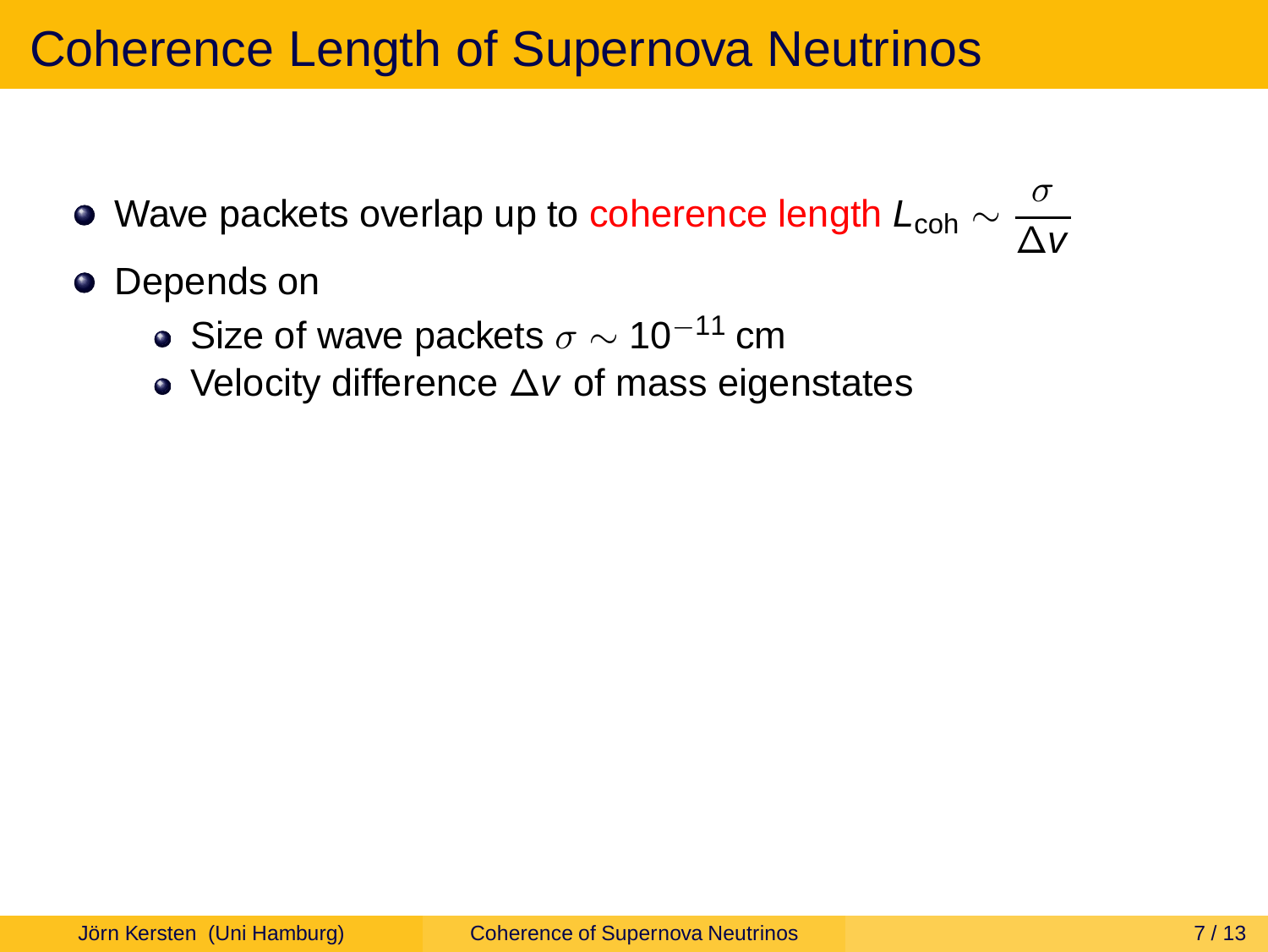# Coherence Length of Supernova Neutrinos

- Wave packets overlap up to coherence length $L_{\text{coh}} \sim \dfrac{\sigma}{\Delta v}$
- Depends on
  - Size of wave packets $\sigma \sim 10^{-11}$ cm
  - Velocity difference $\Delta v$ of mass eigenstates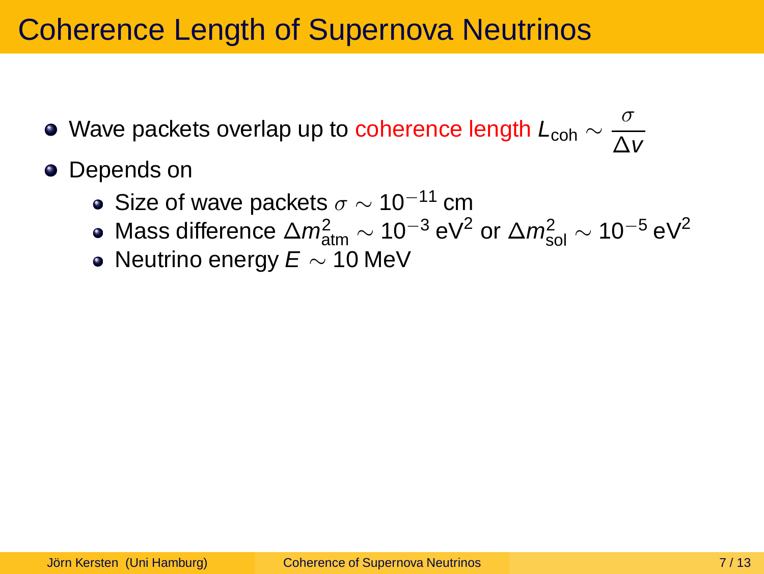# Coherence Length of Supernova Neutrinos

- Wave packets overlap up to coherence length $L_{\text{coh}} \sim \dfrac{\sigma}{\Delta v}$
- Depends on
  - Size of wave packets $\sigma \sim 10^{-11}$ cm
  - Mass difference $\Delta m^2_{\text{atm}} \sim 10^{-3}\,\text{eV}^2$ or $\Delta m^2_{\text{sol}} \sim 10^{-5}\,\text{eV}^2$
  - Neutrino energy $E \sim 10\,\text{MeV}$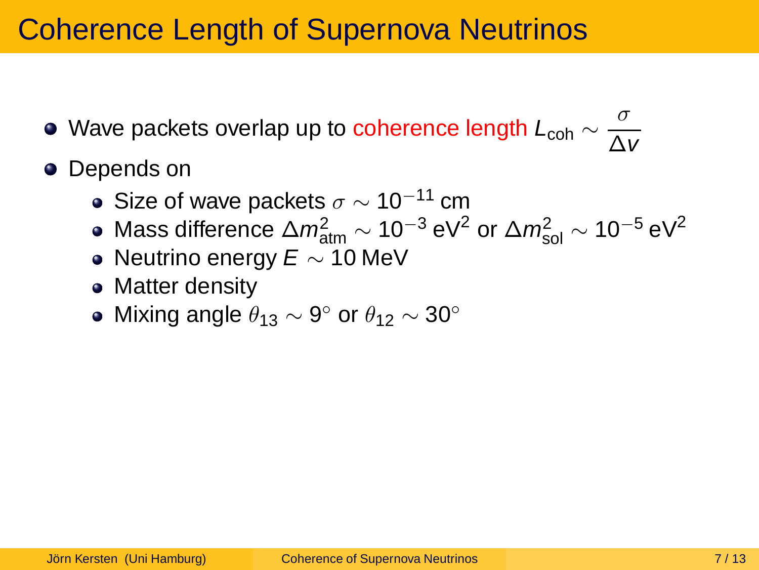# Coherence Length of Supernova Neutrinos

- Wave packets overlap up to coherence length $L_{\text{coh}} \sim \dfrac{\sigma}{\Delta v}$
- Depends on
  - Size of wave packets $\sigma \sim 10^{-11}$ cm
  - Mass difference $\Delta m^2_{\text{atm}} \sim 10^{-3}\,\text{eV}^2$ or $\Delta m^2_{\text{sol}} \sim 10^{-5}\,\text{eV}^2$
  - Neutrino energy $E \sim 10\,\text{MeV}$
  - Matter density
  - Mixing angle $\theta_{13} \sim 9^\circ$ or $\theta_{12} \sim 30^\circ$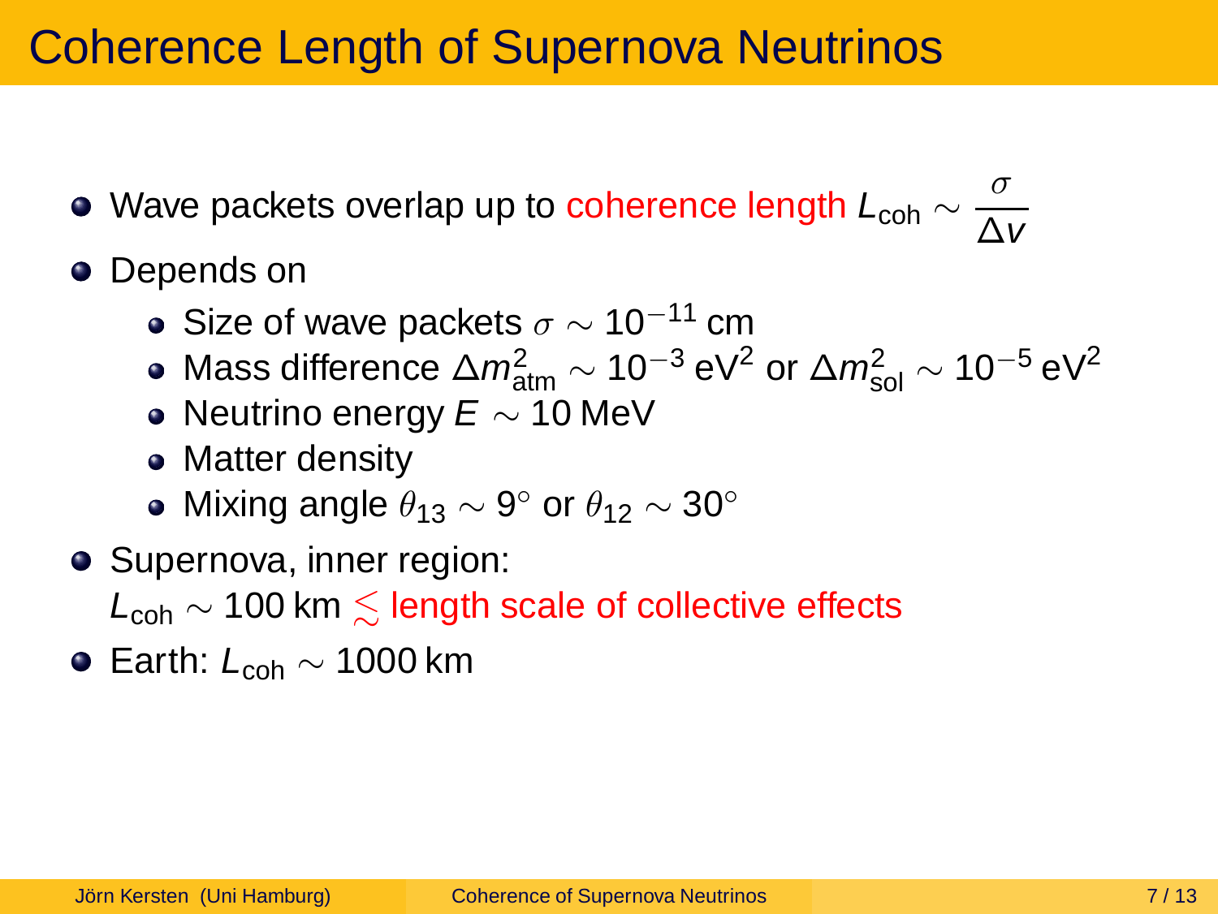# Coherence Length of Supernova Neutrinos

- Wave packets overlap up to coherence length $L_{\text{coh}} \sim \dfrac{\sigma}{\Delta v}$
- Depends on
  - Size of wave packets $\sigma \sim 10^{-11}$ cm
  - Mass difference $\Delta m^2_{\text{atm}} \sim 10^{-3}\,\text{eV}^2$ or $\Delta m^2_{\text{sol}} \sim 10^{-5}\,\text{eV}^2$
  - Neutrino energy $E \sim 10$ MeV
  - Matter density
  - Mixing angle $\theta_{13} \sim 9^\circ$ or $\theta_{12} \sim 30^\circ$
- Supernova, inner region:
  $L_{\text{coh}} \sim 100$ km $\lesssim$ length scale of collective effects
- Earth: $L_{\text{coh}} \sim 1000$ km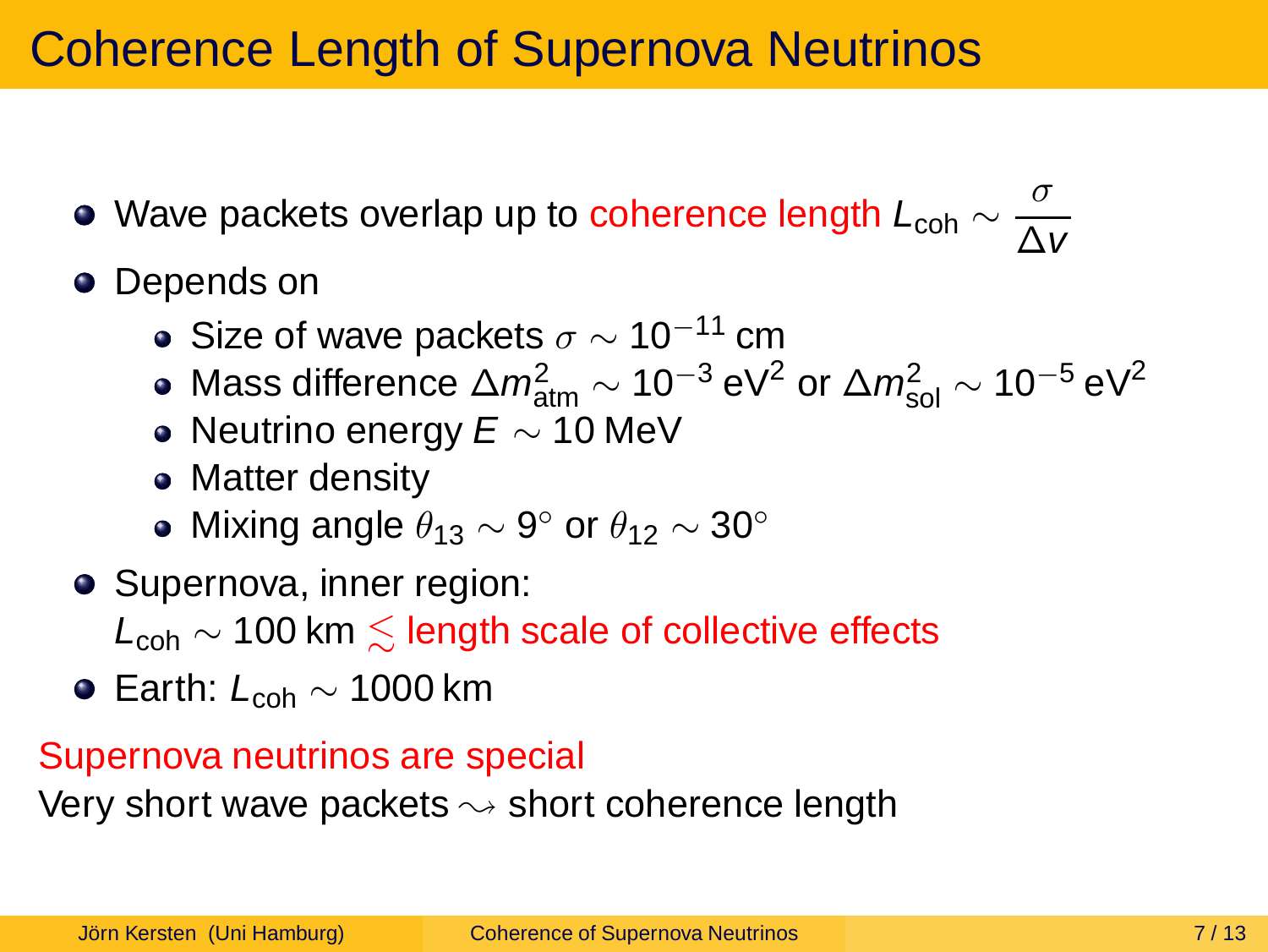# Coherence Length of Supernova Neutrinos

- Wave packets overlap up to coherence length $L_{\text{coh}} \sim \frac{\sigma}{\Delta v}$
- Depends on
  - Size of wave packets $\sigma \sim 10^{-11}$ cm
  - Mass difference $\Delta m^2_{\text{atm}} \sim 10^{-3}\,\text{eV}^2$ or $\Delta m^2_{\text{sol}} \sim 10^{-5}\,\text{eV}^2$
  - Neutrino energy $E \sim 10\,\text{MeV}$
  - Matter density
  - Mixing angle $\theta_{13} \sim 9^\circ$ or $\theta_{12} \sim 30^\circ$
- Supernova, inner region:
  $L_{\text{coh}} \sim 100\,\text{km} \lesssim$ length scale of collective effects
- Earth: $L_{\text{coh}} \sim 1000\,\text{km}$

Supernova neutrinos are special

Very short wave packets $\rightsquigarrow$ short coherence length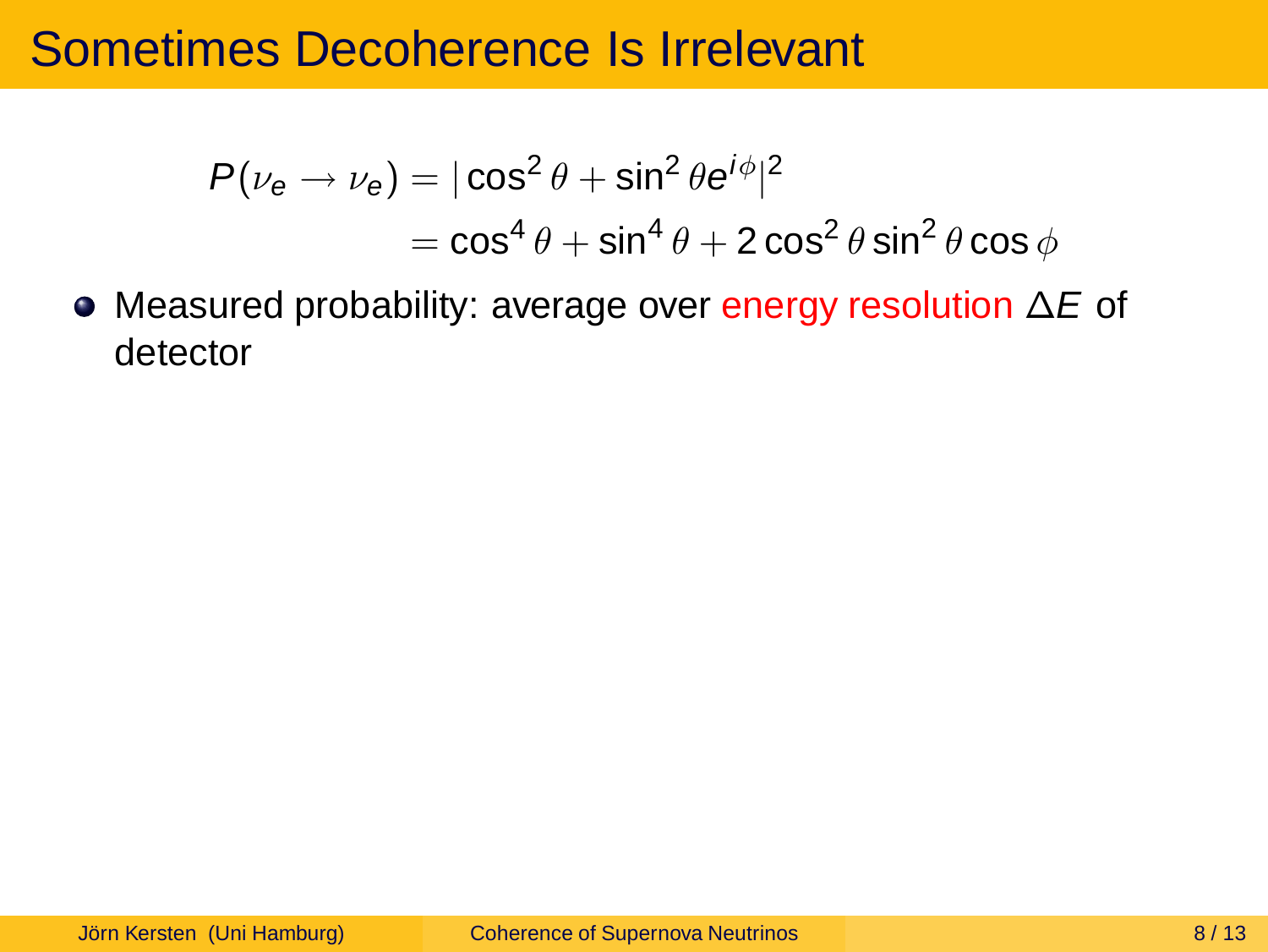# Sometimes Decoherence Is Irrelevant

$$
\begin{aligned}
P(\nu_e \to \nu_e) &= |\cos^2\theta + \sin^2\theta e^{i\phi}|^2 \\
&= \cos^4\theta + \sin^4\theta + 2\cos^2\theta\sin^2\theta\cos\phi
\end{aligned}
$$

- Measured probability: average over energy resolution $\Delta E$ of detector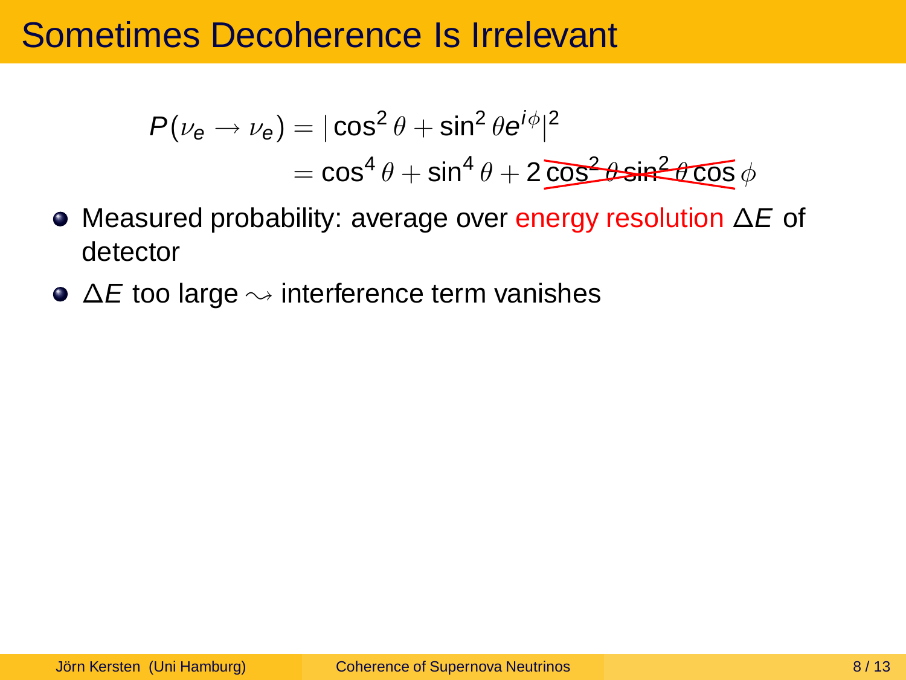# Sometimes Decoherence Is Irrelevant

$$P(\nu_e \to \nu_e) = |\cos^2\theta + \sin^2\theta e^{i\phi}|^2$$
$$= \cos^4\theta + \sin^4\theta + 2\,\cancel{\cos^2\theta\sin^2\theta\cos}\,\phi$$

- Measured probability: average over energy resolution $\Delta E$ of detector
- $\Delta E$ too large $\rightsquigarrow$ interference term vanishes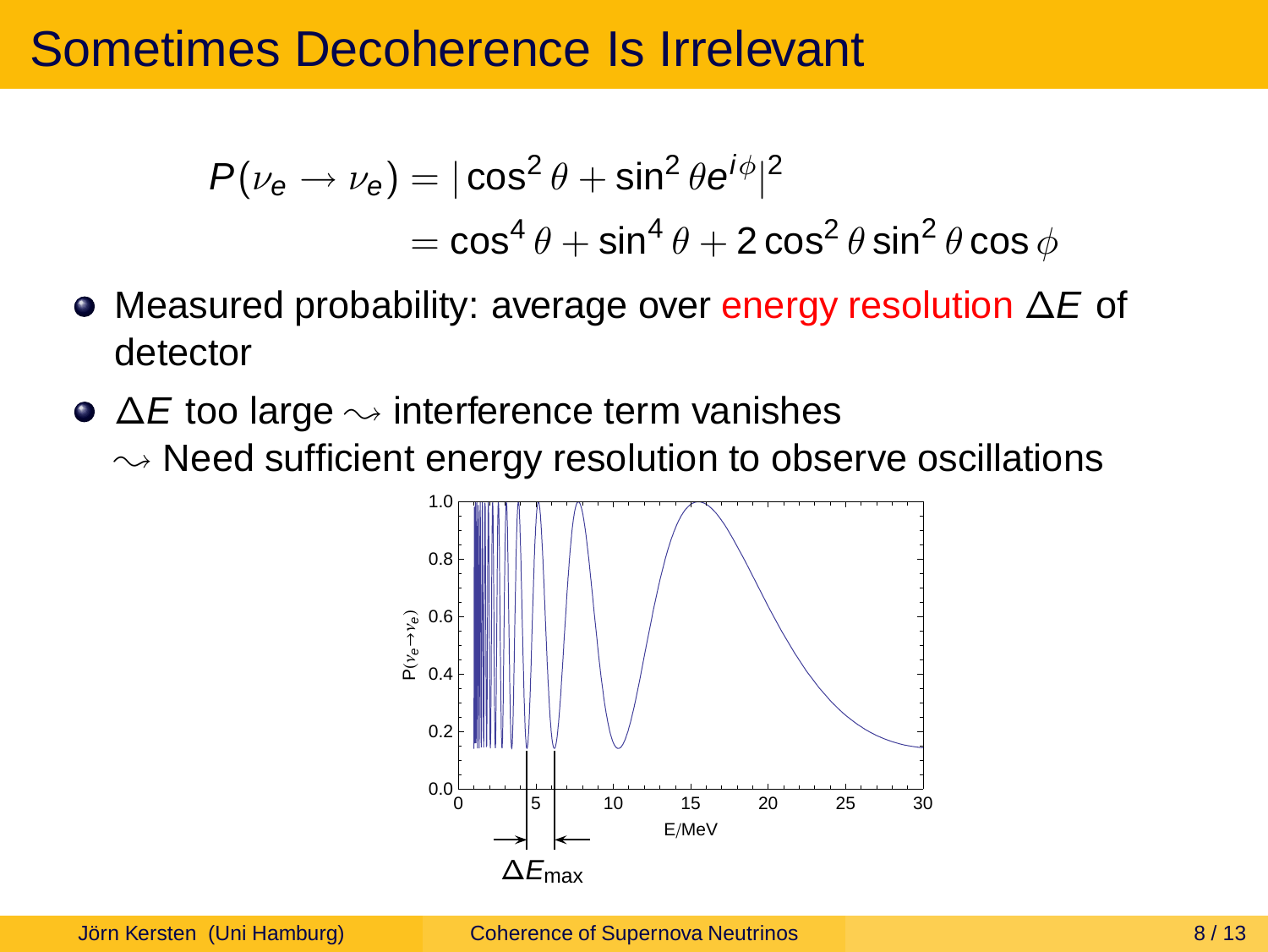# Sometimes Decoherence Is Irrelevant

$$P(\nu_e \to \nu_e) = |\cos^2\theta + \sin^2\theta e^{i\phi}|^2$$
$$= \cos^4\theta + \sin^4\theta + 2\cos^2\theta\sin^2\theta\cos\phi$$

- Measured probability: average over energy resolution $\Delta E$ of detector
- $\Delta E$ too large $\rightsquigarrow$ interference term vanishes
  $\rightsquigarrow$ Need sufficient energy resolution to observe oscillations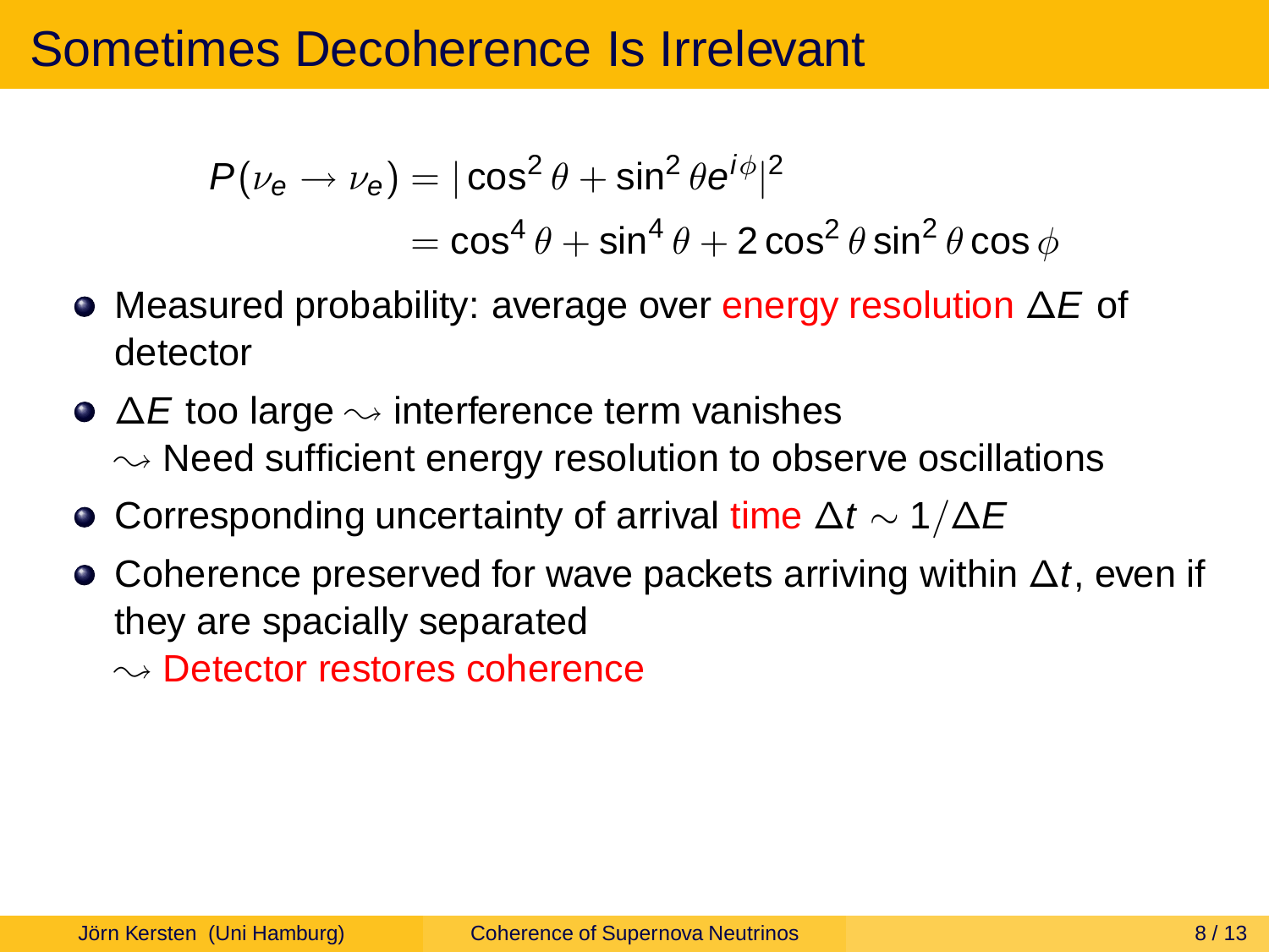# Sometimes Decoherence Is Irrelevant

$$P(\nu_e \to \nu_e) = |\cos^2\theta + \sin^2\theta e^{i\phi}|^2$$
$$= \cos^4\theta + \sin^4\theta + 2\cos^2\theta\sin^2\theta\cos\phi$$

- Measured probability: average over energy resolution $\Delta E$ of detector
- $\Delta E$ too large $\rightsquigarrow$ interference term vanishes
  $\rightsquigarrow$ Need sufficient energy resolution to observe oscillations
- Corresponding uncertainty of arrival time $\Delta t \sim 1/\Delta E$
- Coherence preserved for wave packets arriving within $\Delta t$, even if they are spacially separated
  $\rightsquigarrow$ Detector restores coherence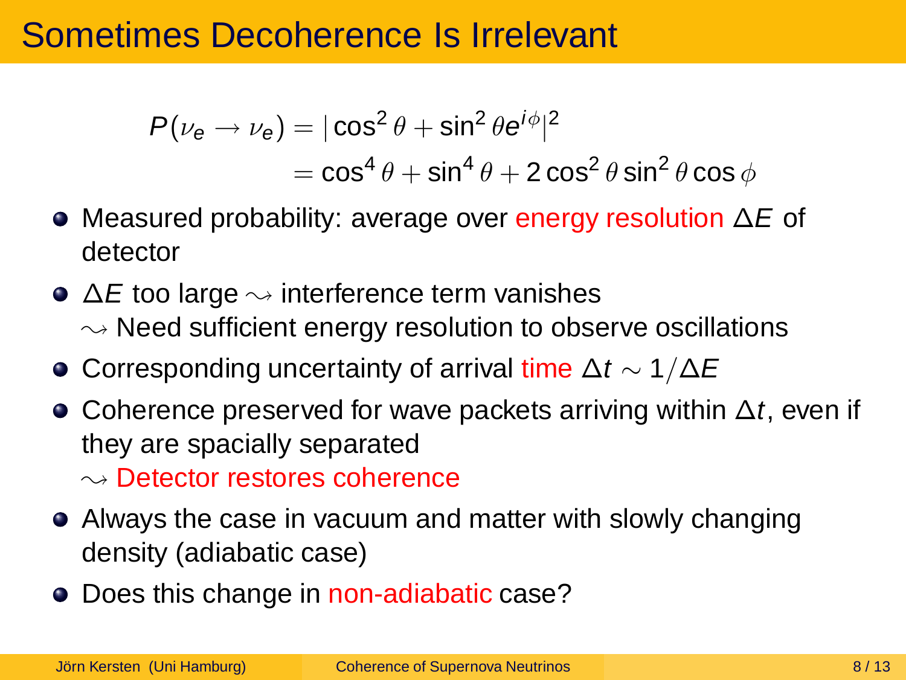# Sometimes Decoherence Is Irrelevant

$$
\begin{aligned}
P(\nu_e \to \nu_e) &= |\cos^2\theta + \sin^2\theta e^{i\phi}|^2 \\
&= \cos^4\theta + \sin^4\theta + 2\cos^2\theta\sin^2\theta\cos\phi
\end{aligned}
$$

- Measured probability: average over energy resolution $\Delta E$ of detector
- $\Delta E$ too large $\rightsquigarrow$ interference term vanishes
  $\rightsquigarrow$ Need sufficient energy resolution to observe oscillations
- Corresponding uncertainty of arrival time $\Delta t \sim 1/\Delta E$
- Coherence preserved for wave packets arriving within $\Delta t$, even if they are spacially separated
  $\rightsquigarrow$ Detector restores coherence
- Always the case in vacuum and matter with slowly changing density (adiabatic case)
- Does this change in non-adiabatic case?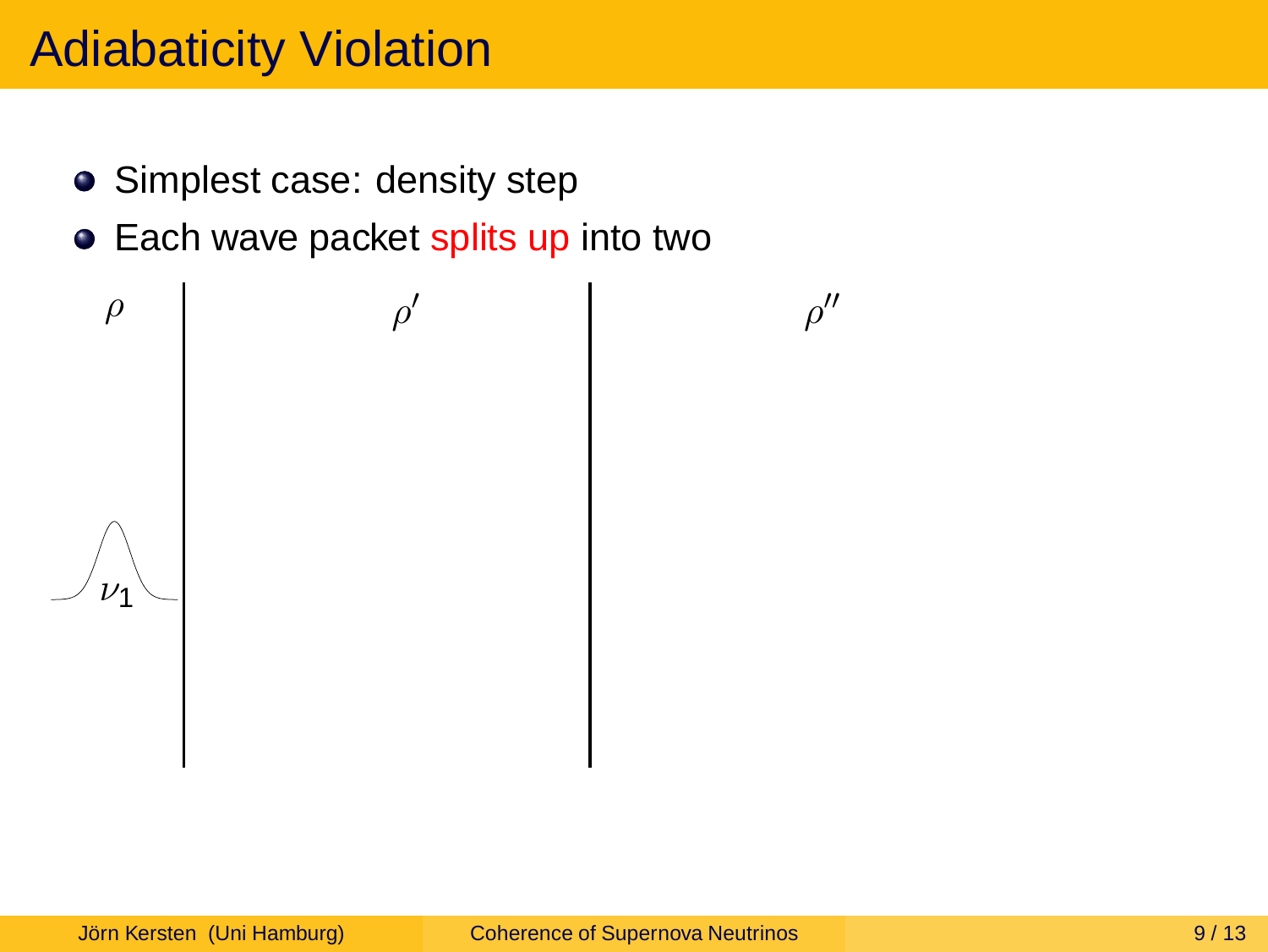# Adiabaticity Violation

- Simplest case: density step
- Each wave packet splits up into two

$\rho$ | $\rho'$ | $\rho''$

$\nu_1$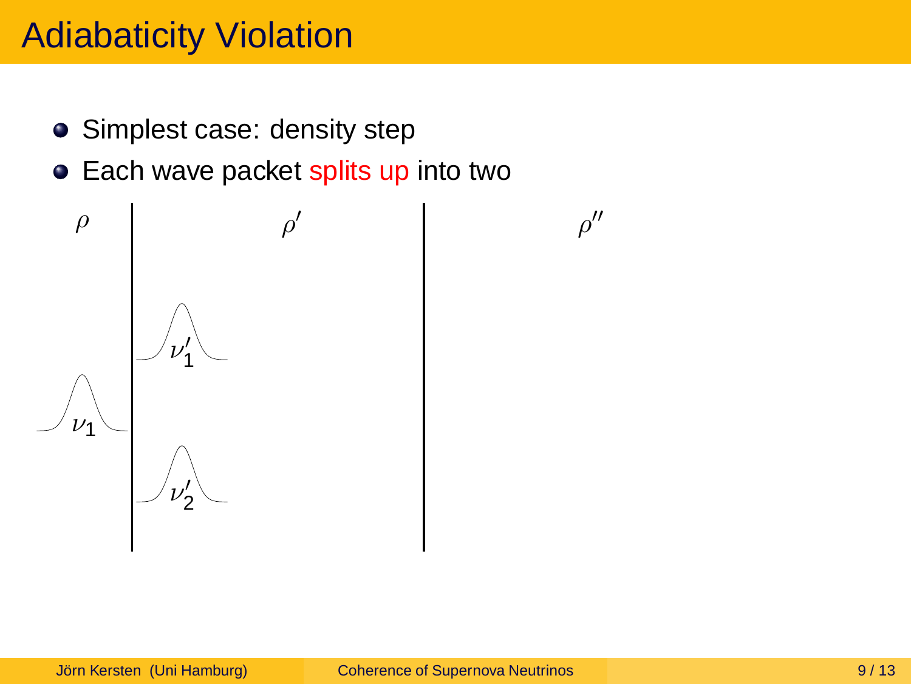# Adiabaticity Violation

- Simplest case: density step
- Each wave packet splits up into two

$\rho$ $\rho'$ $\rho''$

$\nu_1$ $\nu_1'$ $\nu_2'$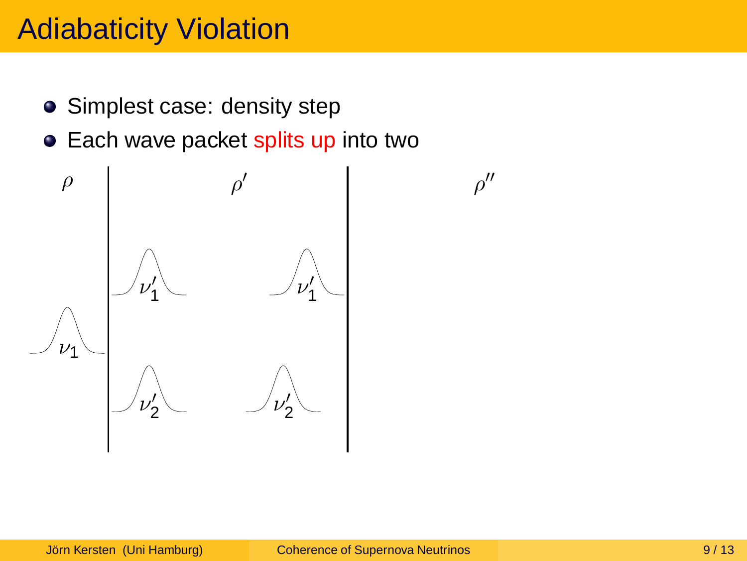# Adiabaticity Violation

- Simplest case: density step
- Each wave packet splits up into two

$\rho$ | $\rho'$ | $\rho''$

$\nu_1$ → $\nu'_1$, $\nu'_2$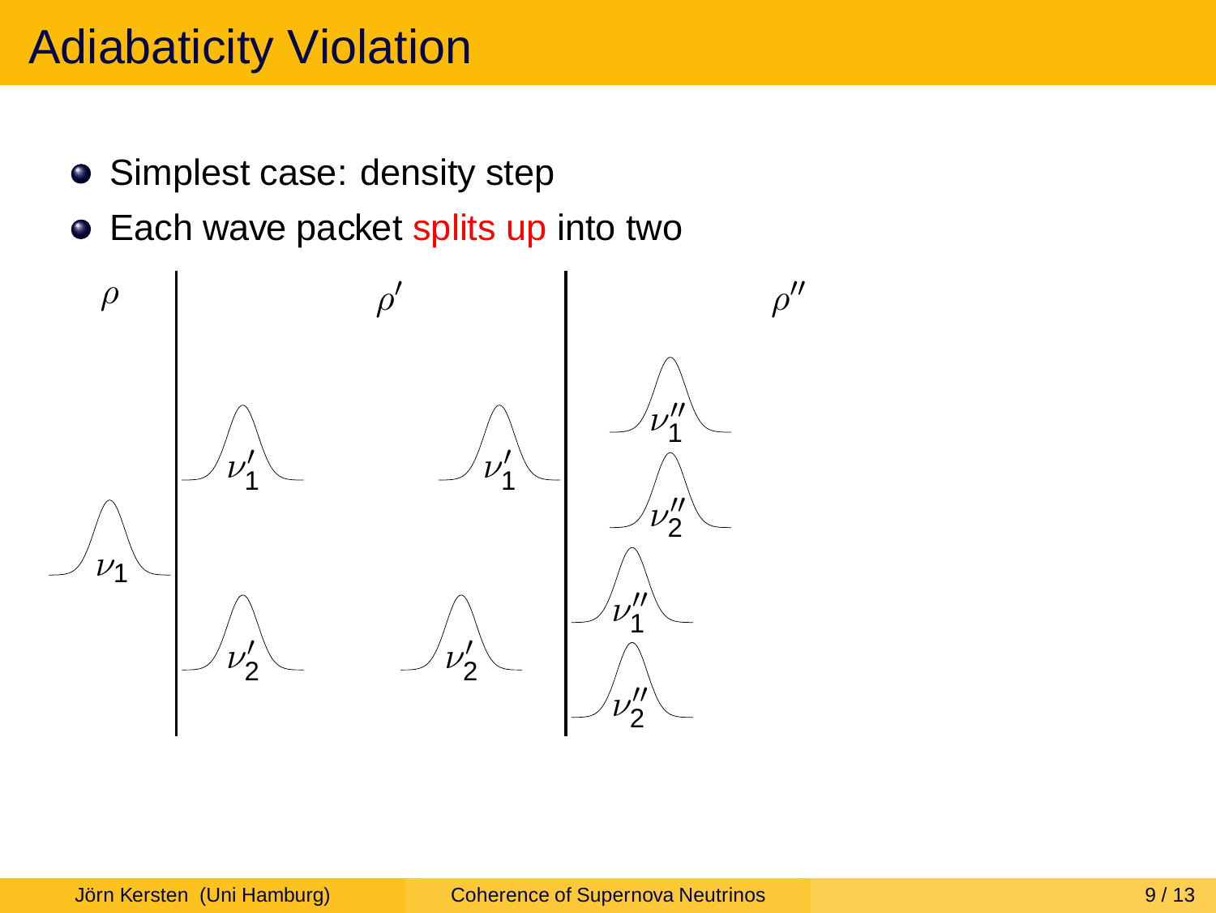# Adiabaticity Violation

- Simplest case: density step
- Each wave packet splits up into two

$\rho$ | $\rho'$ | $\rho''$

$\nu_1$ → $\nu'_1$, $\nu'_2$ → $\nu''_1$, $\nu''_2$, $\nu''_1$, $\nu''_2$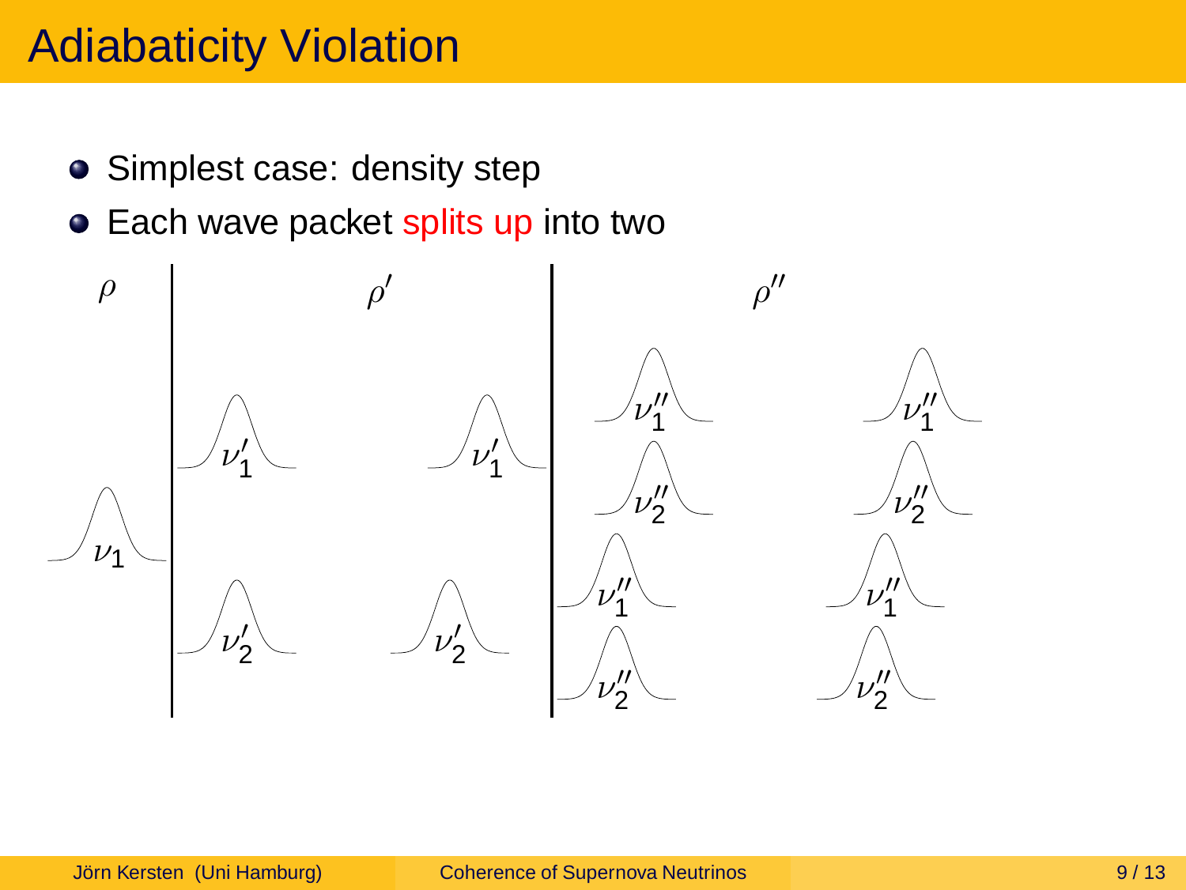# Adiabaticity Violation

- Simplest case: density step
- Each wave packet splits up into two

$\rho$ | $\rho'$ | $\rho''$

$\nu_1$ → $\nu_1'$, $\nu_2'$ → $\nu_1'$, $\nu_2'$ → $\nu_1''$, $\nu_2''$, $\nu_1''$, $\nu_2''$ → $\nu_1''$, $\nu_2''$, $\nu_1''$, $\nu_2''$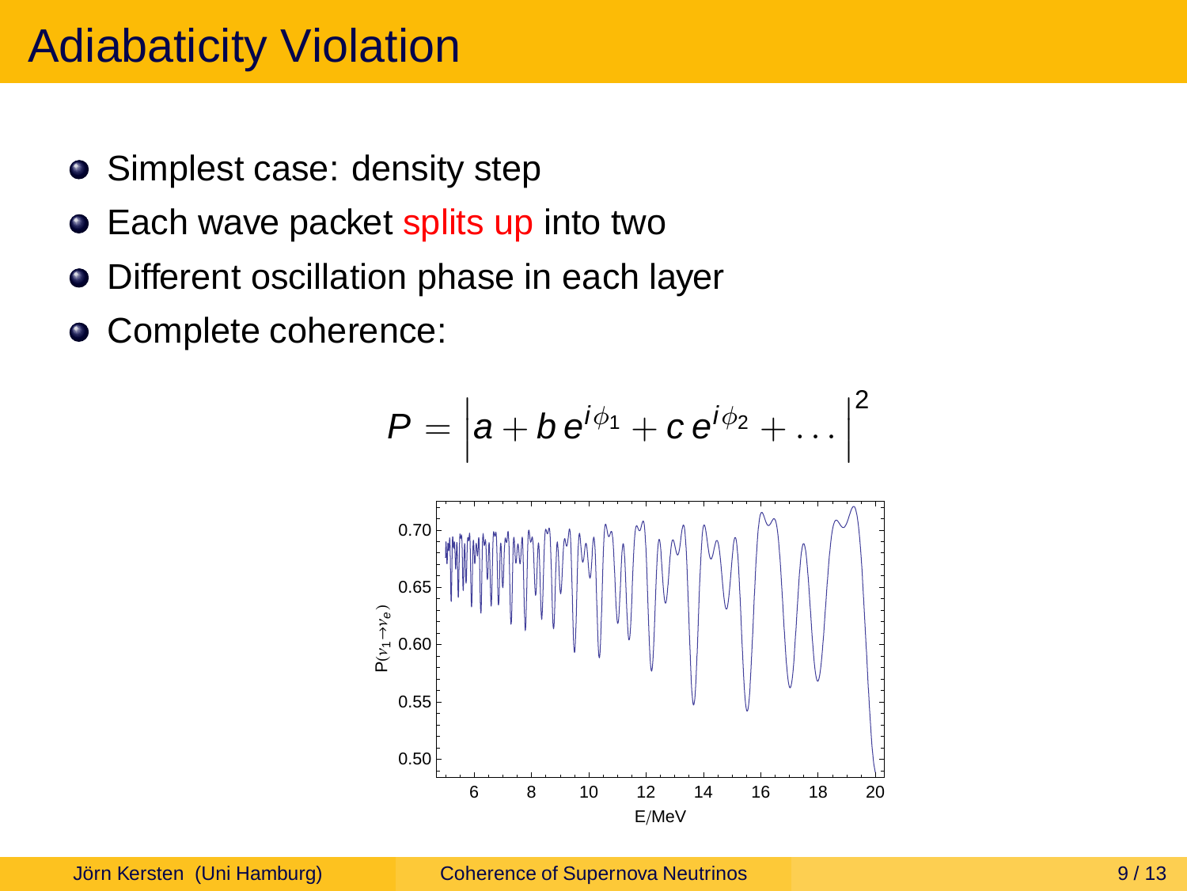# Adiabaticity Violation

- Simplest case: density step
- Each wave packet splits up into two
- Different oscillation phase in each layer
- Complete coherence:

$$P = \left| a + b\, e^{i\phi_1} + c\, e^{i\phi_2} + \dots \right|^2$$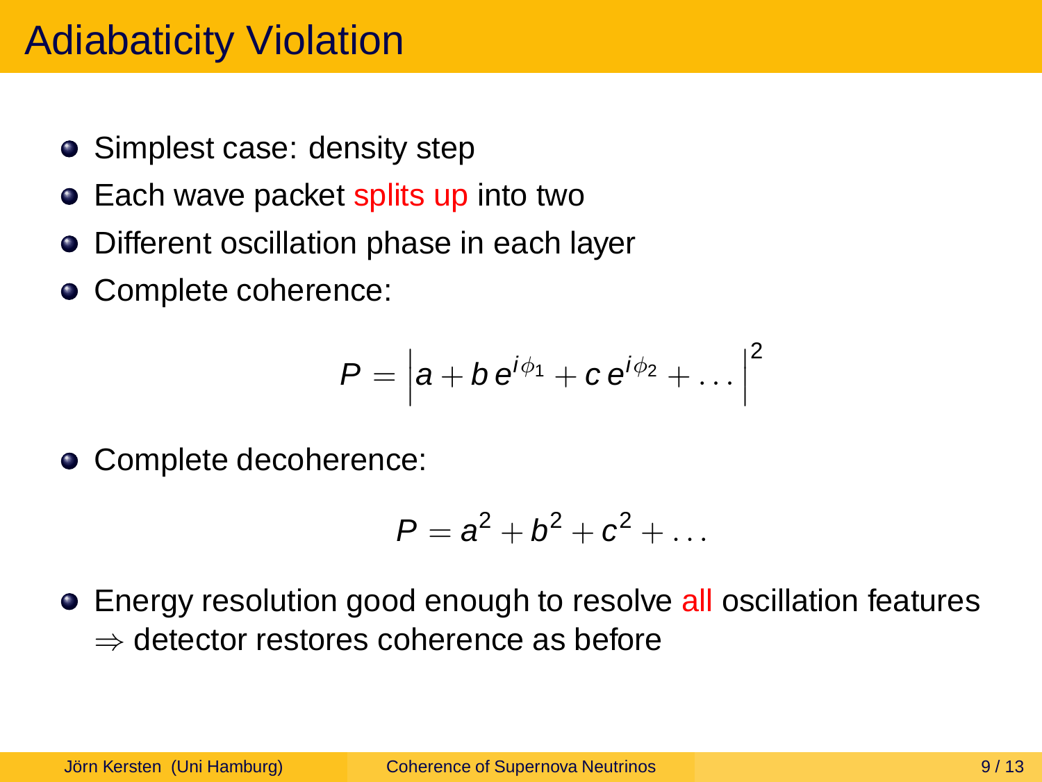# Adiabaticity Violation

- Simplest case: density step
- Each wave packet splits up into two
- Different oscillation phase in each layer
- Complete coherence:

$$P = \left| a + b\, e^{i\phi_1} + c\, e^{i\phi_2} + \ldots \right|^2$$

- Complete decoherence:

$$P = a^2 + b^2 + c^2 + \ldots$$

- Energy resolution good enough to resolve all oscillation features
  $\Rightarrow$ detector restores coherence as before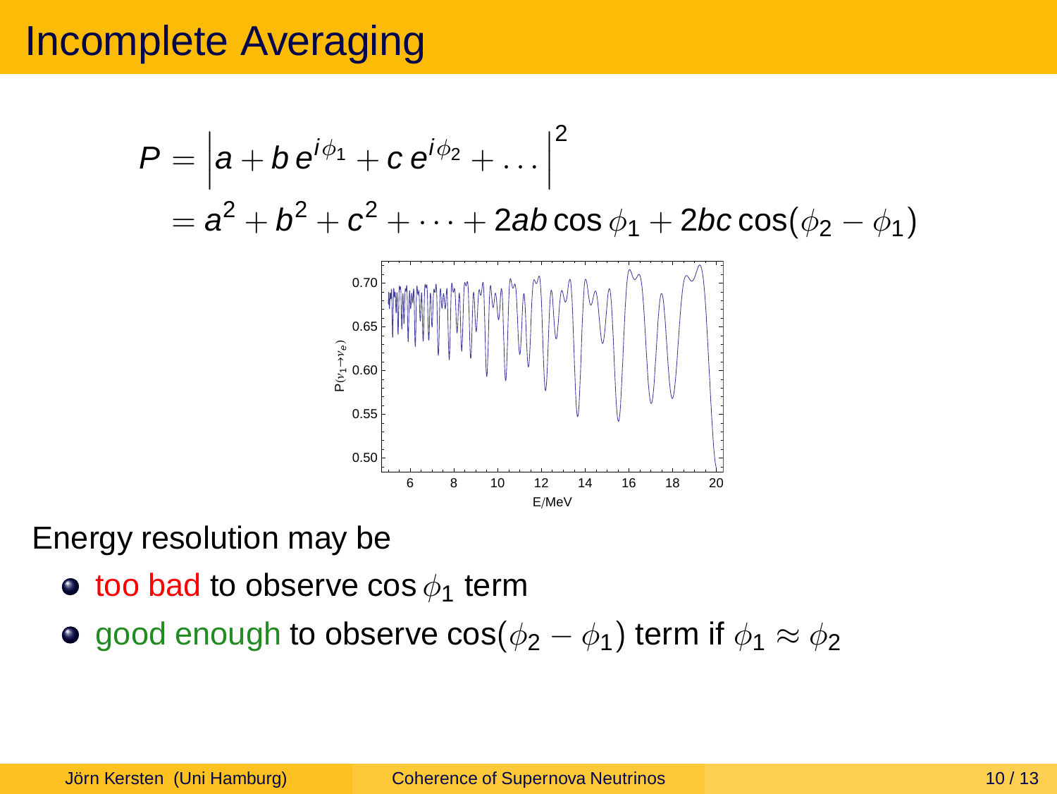# Incomplete Averaging

$$P = \left| a + b\, e^{i\phi_1} + c\, e^{i\phi_2} + \ldots \right|^2$$
$$= a^2 + b^2 + c^2 + \cdots + 2ab\cos\phi_1 + 2bc\cos(\phi_2 - \phi_1)$$

Energy resolution may be

- too bad to observe $\cos\phi_1$ term
- good enough to observe $\cos(\phi_2 - \phi_1)$ term if $\phi_1 \approx \phi_2$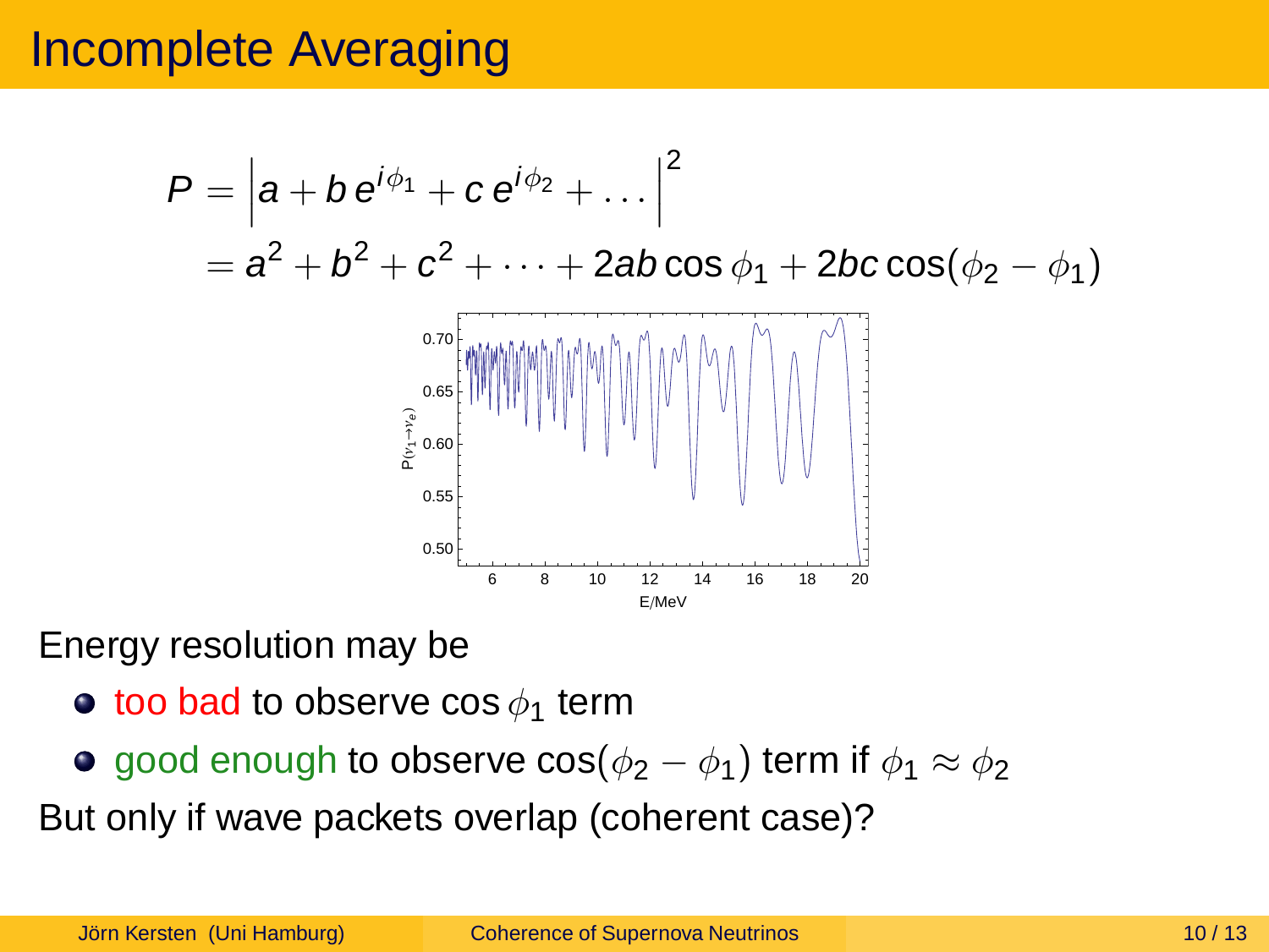# Incomplete Averaging

$$P = \left| a + b\, e^{i\phi_1} + c\, e^{i\phi_2} + \dots \right|^2$$
$$= a^2 + b^2 + c^2 + \dots + 2ab \cos\phi_1 + 2bc \cos(\phi_2 - \phi_1)$$

Energy resolution may be

- too bad to observe $\cos\phi_1$ term
- good enough to observe $\cos(\phi_2 - \phi_1)$ term if $\phi_1 \approx \phi_2$

But only if wave packets overlap (coherent case)?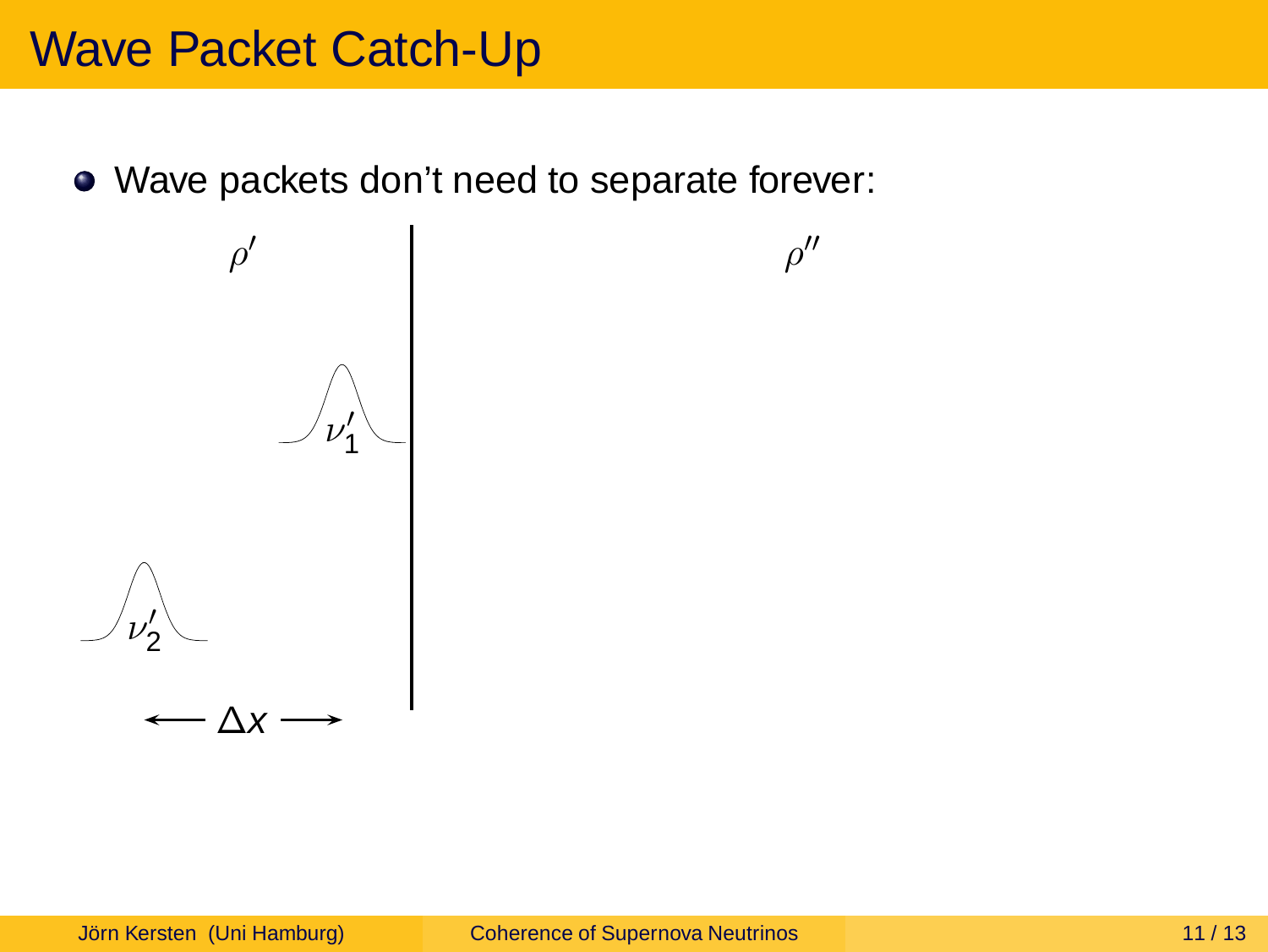# Wave Packet Catch-Up

- Wave packets don't need to separate forever:

$\rho'$

$\rho''$

$\nu_1'$

$\nu_2'$

$\longleftarrow \Delta x \longrightarrow$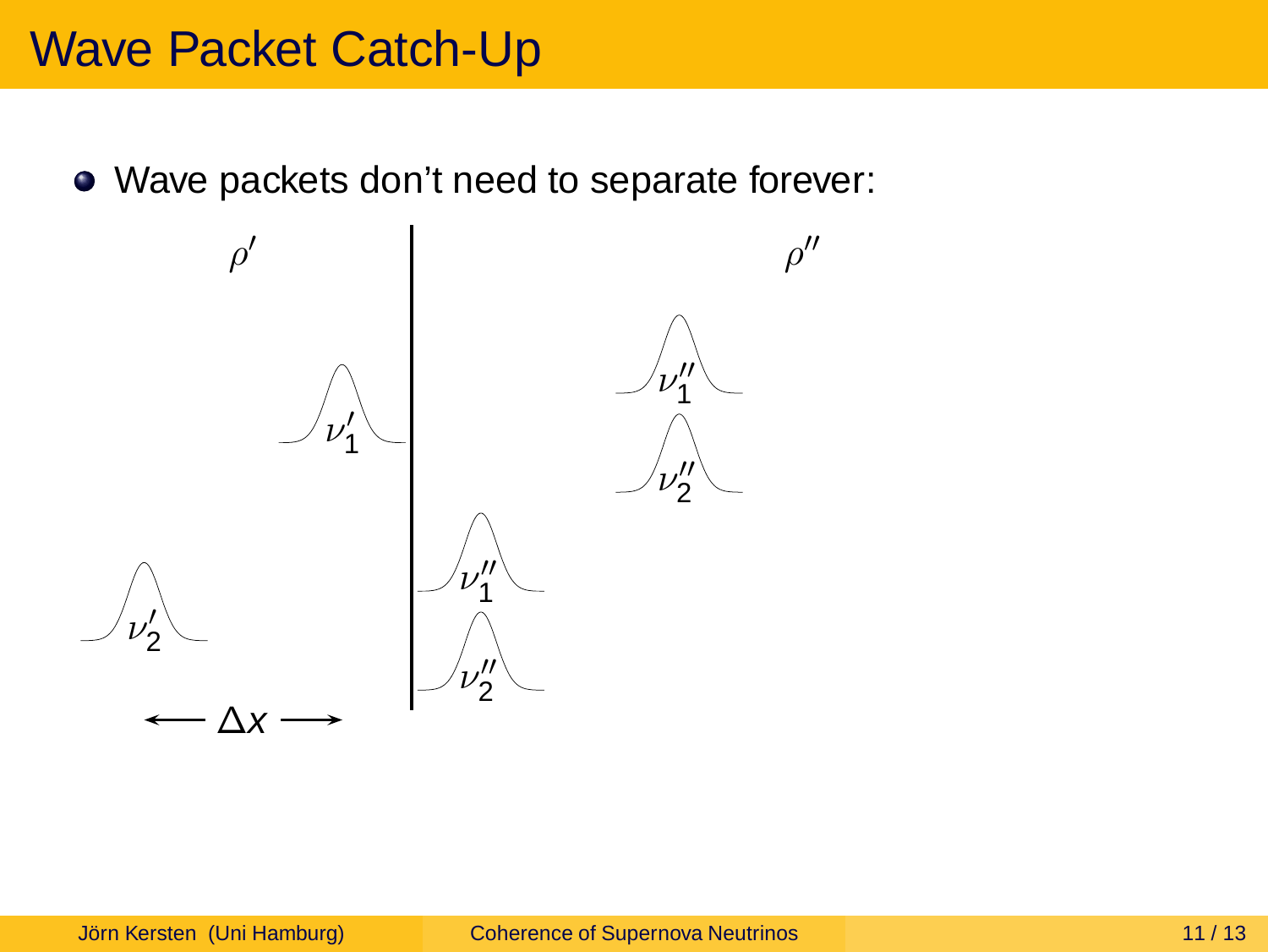# Wave Packet Catch-Up

- Wave packets don't need to separate forever:

$\rho'$

$\rho''$

$\nu_1'$

$\nu_2'$

$\nu_1''$

$\nu_2''$

$\nu_1''$

$\nu_2''$

$\longleftarrow \Delta x \longrightarrow$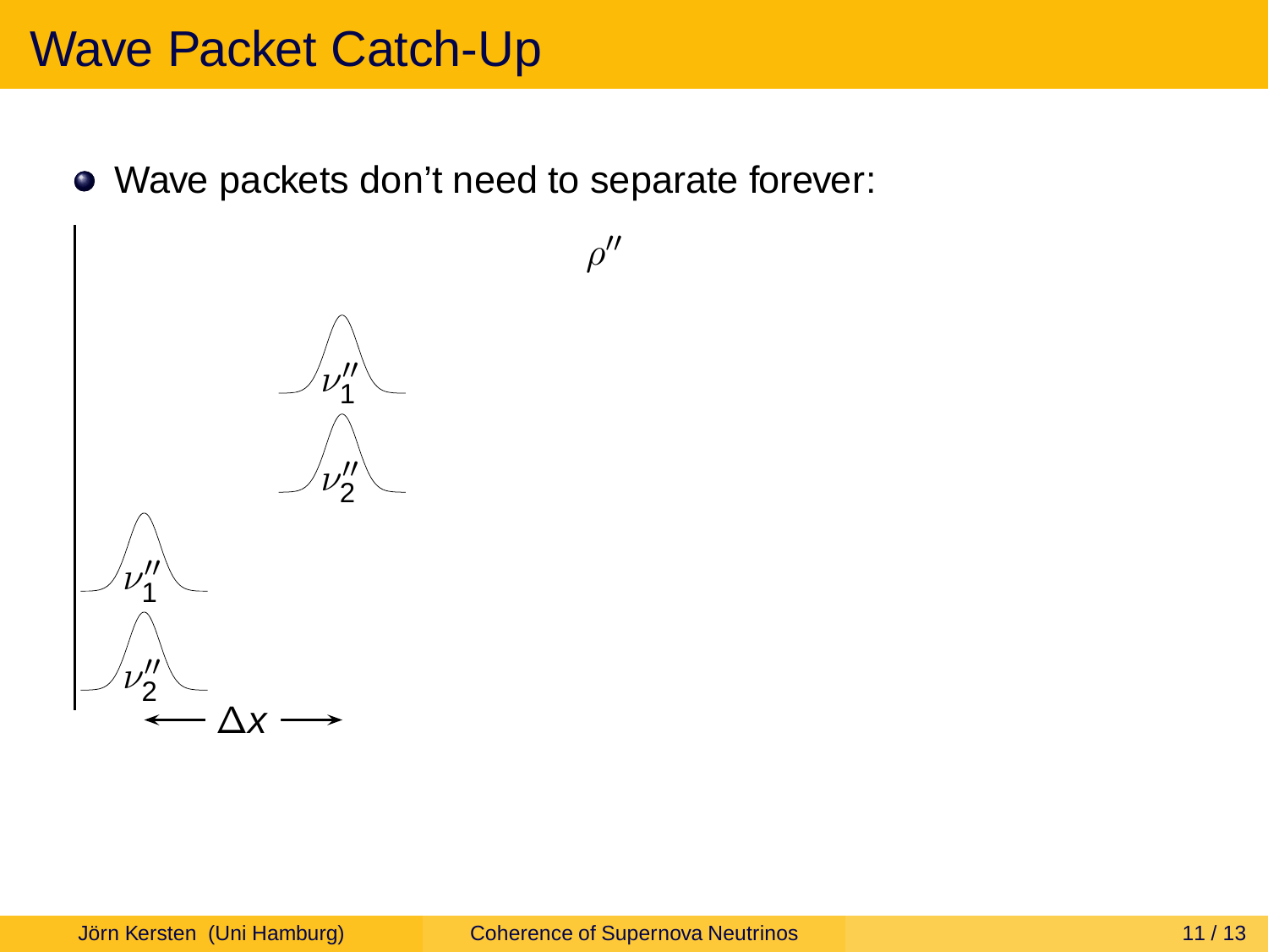# Wave Packet Catch-Up

- Wave packets don't need to separate forever:

$\rho''$

$\nu_1''$

$\nu_2''$

$\nu_1''$

$\nu_2''$

$\longleftarrow \Delta x \longrightarrow$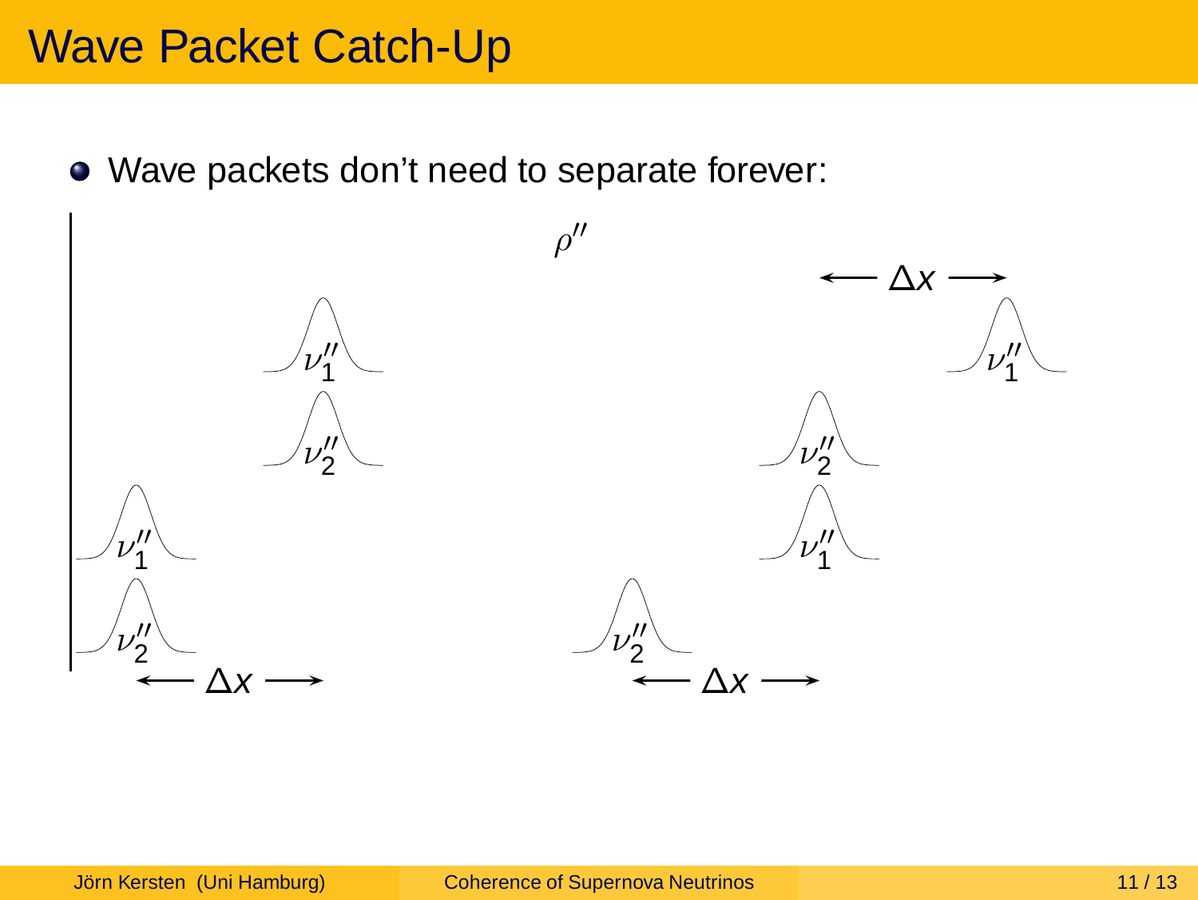# Wave Packet Catch-Up

- Wave packets don't need to separate forever:

$\rho''$

$\longleftarrow \Delta x \longrightarrow$

$\nu_1''$

$\nu_2''$

$\nu_1''$

$\nu_2''$

$\longleftarrow \Delta x \longrightarrow$

$\nu_1''$

$\nu_2''$

$\nu_1''$

$\nu_2''$

$\longleftarrow \Delta x \longrightarrow$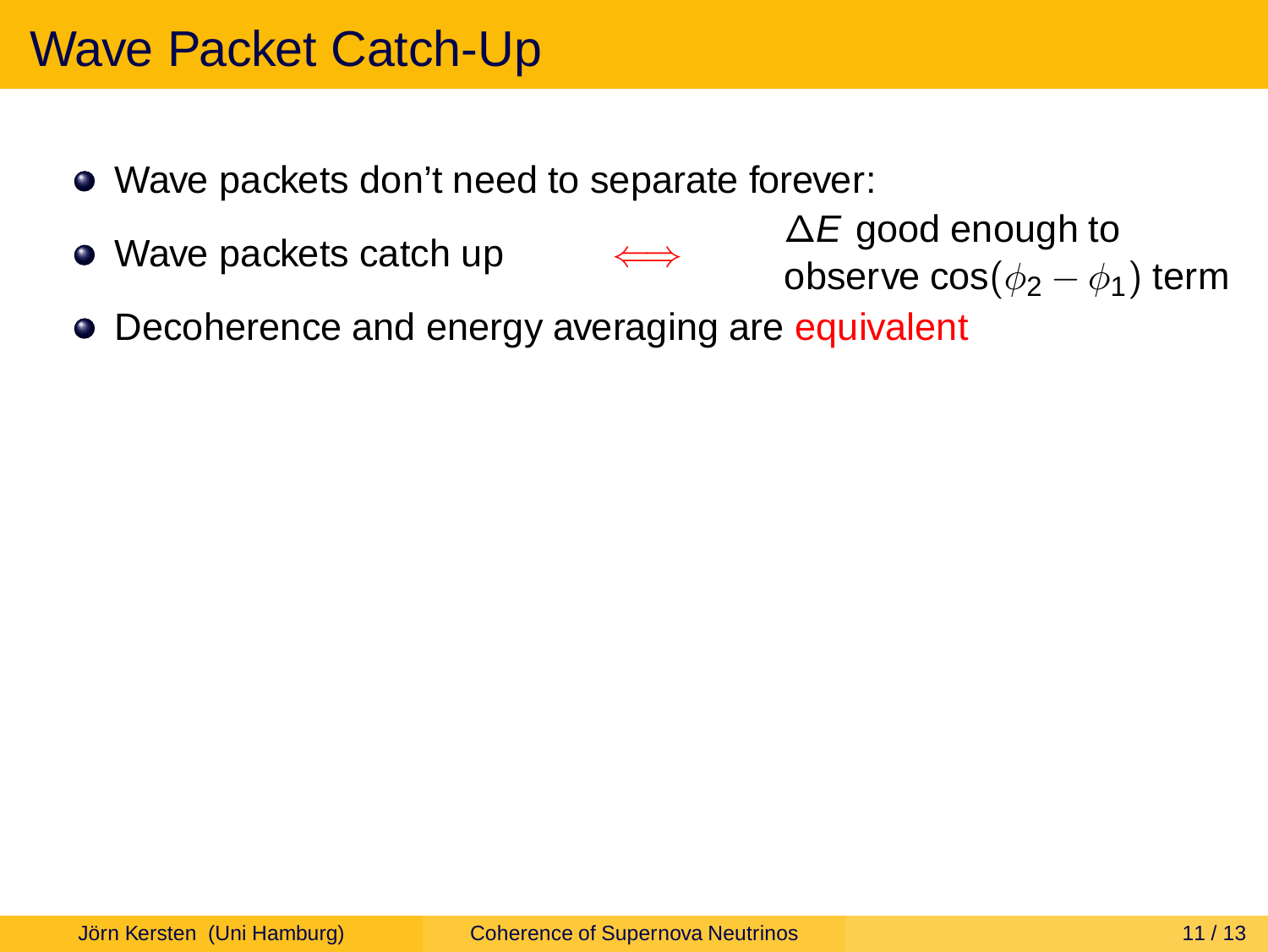# Wave Packet Catch-Up

- Wave packets don't need to separate forever:
- Wave packets catch up $\iff$ $\Delta E$ good enough to observe $\cos(\phi_2 - \phi_1)$ term
- Decoherence and energy averaging are equivalent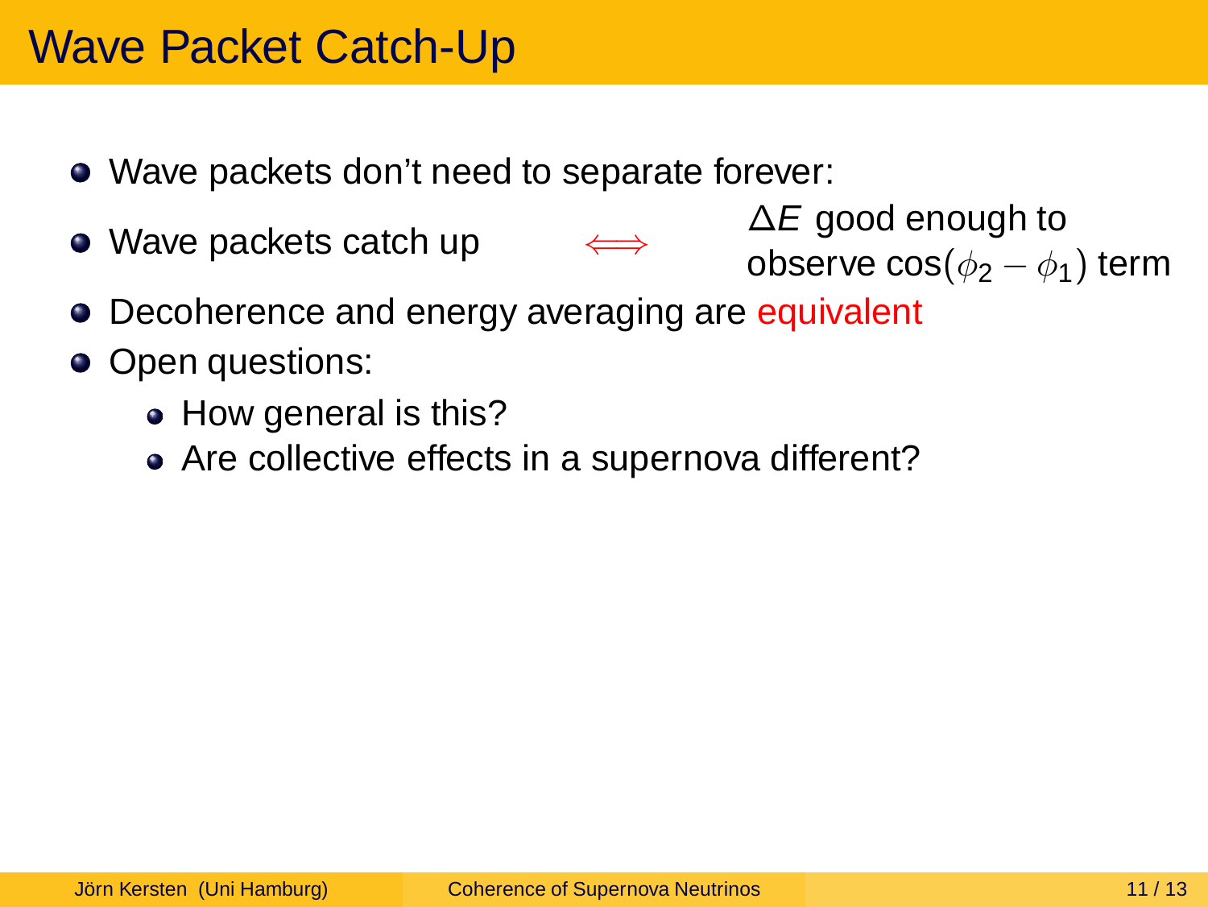# Wave Packet Catch-Up

- Wave packets don't need to separate forever:
- Wave packets catch up $\Longleftrightarrow$ $\Delta E$ good enough to observe $\cos(\phi_2 - \phi_1)$ term
- Decoherence and energy averaging are equivalent
- Open questions:
  - How general is this?
  - Are collective effects in a supernova different?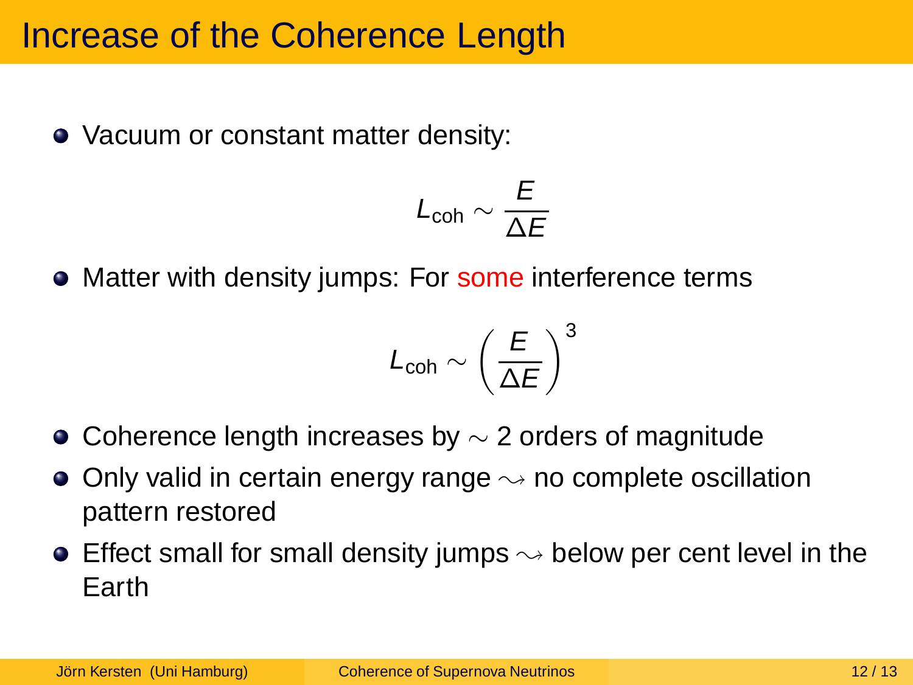# Increase of the Coherence Length

- Vacuum or constant matter density:

$$L_{\text{coh}} \sim \frac{E}{\Delta E}$$

- Matter with density jumps: For some interference terms

$$L_{\text{coh}} \sim \left( \frac{E}{\Delta E} \right)^3$$

- Coherence length increases by $\sim 2$ orders of magnitude
- Only valid in certain energy range $\rightsquigarrow$ no complete oscillation pattern restored
- Effect small for small density jumps $\rightsquigarrow$ below per cent level in the Earth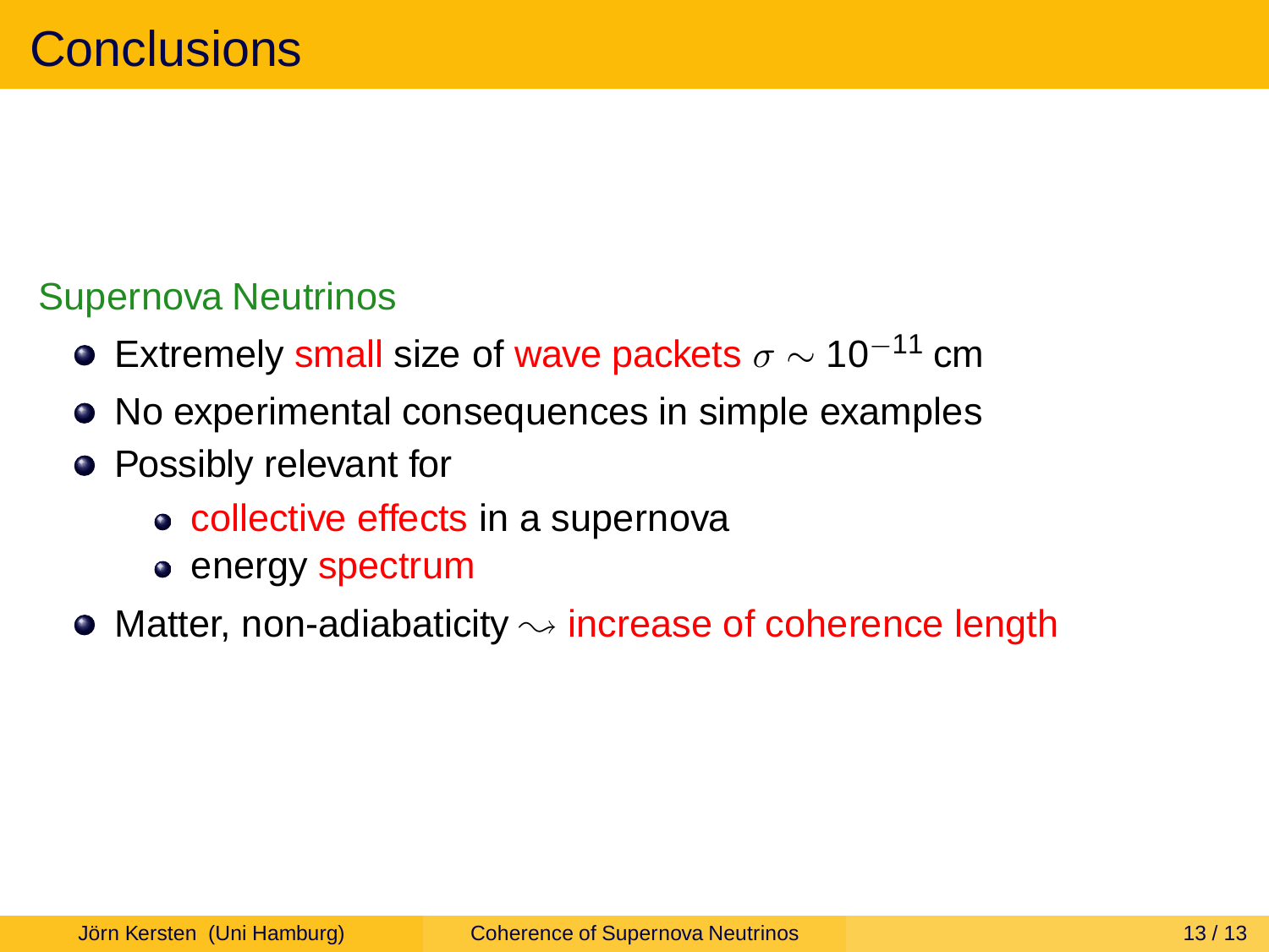# Conclusions

## Supernova Neutrinos

- Extremely small size of wave packets $\sigma \sim 10^{-11}$ cm
- No experimental consequences in simple examples
- Possibly relevant for
  - collective effects in a supernova
  - energy spectrum
- Matter, non-adiabaticity $\rightsquigarrow$ increase of coherence length